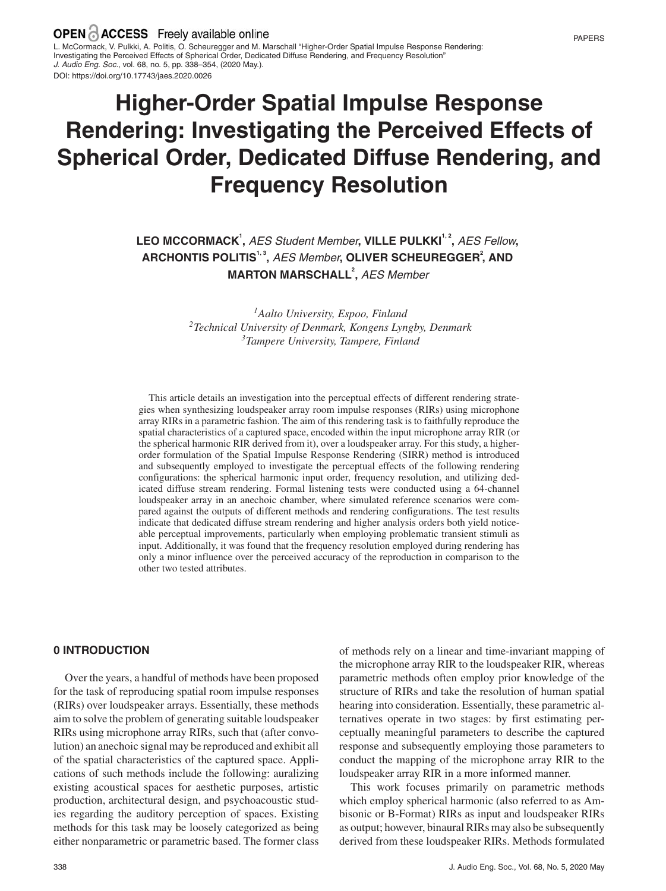**OPEN ACCESS** Freely available online

L. McCormack, V. Pulkki, A. Politis, O. Scheuregger and M. Marschall "Higher-Order Spatial Impulse Response Rendering: Investigating the Perceived Effects of Spherical Order, Dedicated Diffuse Rendering, and Frequency Resolution"
*J. Audio Eng. Soc.*, vol. 68, no. 5, pp. 338–354, (2020 May.).
DOI: https://doi.org/10.17743/jaes.2020.0026

# Higher-Order Spatial Impulse Response Rendering: Investigating the Perceived Effects of Spherical Order, Dedicated Diffuse Rendering, and Frequency Resolution

**LEO MCCORMACK**[1], *AES Student Member*, **VILLE PULKKI**[1,2], *AES Fellow*, **ARCHONTIS POLITIS**[1,3], *AES Member*, **OLIVER SCHEUREGGER**[2], **AND MARTON MARSCHALL**[2], *AES Member*

[1] *Aalto University, Espoo, Finland*
[2] *Technical University of Denmark, Kongens Lyngby, Denmark*
[3] *Tampere University, Tampere, Finland*

This article details an investigation into the perceptual effects of different rendering strategies when synthesizing loudspeaker array room impulse responses (RIRs) using microphone array RIRs in a parametric fashion. The aim of this rendering task is to faithfully reproduce the spatial characteristics of a captured space, encoded within the input microphone array RIR (or the spherical harmonic RIR derived from it), over a loudspeaker array. For this study, a higher-order formulation of the Spatial Impulse Response Rendering (SIRR) method is introduced and subsequently employed to investigate the perceptual effects of the following rendering configurations: the spherical harmonic input order, frequency resolution, and utilizing dedicated diffuse stream rendering. Formal listening tests were conducted using a 64-channel loudspeaker array in an anechoic chamber, where simulated reference scenarios were compared against the outputs of different methods and rendering configurations. The test results indicate that dedicated diffuse stream rendering and higher analysis orders both yield noticeable perceptual improvements, particularly when employing problematic transient stimuli as input. Additionally, it was found that the frequency resolution employed during rendering has only a minor influence over the perceived accuracy of the reproduction in comparison to the other two tested attributes.

## 0 INTRODUCTION

Over the years, a handful of methods have been proposed for the task of reproducing spatial room impulse responses (RIRs) over loudspeaker arrays. Essentially, these methods aim to solve the problem of generating suitable loudspeaker RIRs using microphone array RIRs, such that (after convolution) an anechoic signal may be reproduced and exhibit all of the spatial characteristics of the captured space. Applications of such methods include the following: auralizing existing acoustical spaces for aesthetic purposes, artistic production, architectural design, and psychoacoustic studies regarding the auditory perception of spaces. Existing methods for this task may be loosely categorized as being either nonparametric or parametric based. The former class of methods rely on a linear and time-invariant mapping of the microphone array RIR to the loudspeaker RIR, whereas parametric methods often employ prior knowledge of the structure of RIRs and take the resolution of human spatial hearing into consideration. Essentially, these parametric alternatives operate in two stages: by first estimating perceptually meaningful parameters to describe the captured response and subsequently employing those parameters to conduct the mapping of the microphone array RIR to the loudspeaker array RIR in a more informed manner.

This work focuses primarily on parametric methods which employ spherical harmonic (also referred to as Ambisonic or B-Format) RIRs as input and loudspeaker RIRs as output; however, binaural RIRs may also be subsequently derived from these loudspeaker RIRs. Methods formulated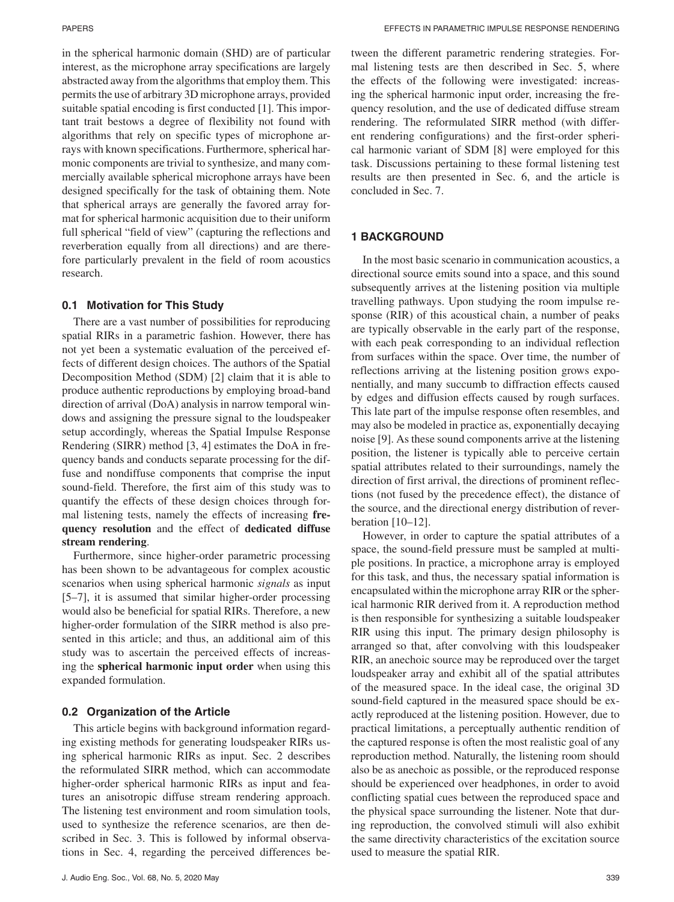in the spherical harmonic domain (SHD) are of particular interest, as the microphone array specifications are largely abstracted away from the algorithms that employ them. This permits the use of arbitrary 3D microphone arrays, provided suitable spatial encoding is first conducted [1]. This important trait bestows a degree of flexibility not found with algorithms that rely on specific types of microphone arrays with known specifications. Furthermore, spherical harmonic components are trivial to synthesize, and many commercially available spherical microphone arrays have been designed specifically for the task of obtaining them. Note that spherical arrays are generally the favored array format for spherical harmonic acquisition due to their uniform full spherical "field of view" (capturing the reflections and reverberation equally from all directions) and are therefore particularly prevalent in the field of room acoustics research.

### 0.1 Motivation for This Study

There are a vast number of possibilities for reproducing spatial RIRs in a parametric fashion. However, there has not yet been a systematic evaluation of the perceived effects of different design choices. The authors of the Spatial Decomposition Method (SDM) [2] claim that it is able to produce authentic reproductions by employing broad-band direction of arrival (DoA) analysis in narrow temporal windows and assigning the pressure signal to the loudspeaker setup accordingly, whereas the Spatial Impulse Response Rendering (SIRR) method [3, 4] estimates the DoA in frequency bands and conducts separate processing for the diffuse and nondiffuse components that comprise the input sound-field. Therefore, the first aim of this study was to quantify the effects of these design choices through formal listening tests, namely the effects of increasing **frequency resolution** and the effect of **dedicated diffuse stream rendering**.

Furthermore, since higher-order parametric processing has been shown to be advantageous for complex acoustic scenarios when using spherical harmonic *signals* as input [5–7], it is assumed that similar higher-order processing would also be beneficial for spatial RIRs. Therefore, a new higher-order formulation of the SIRR method is also presented in this article; and thus, an additional aim of this study was to ascertain the perceived effects of increasing the **spherical harmonic input order** when using this expanded formulation.

### 0.2 Organization of the Article

This article begins with background information regarding existing methods for generating loudspeaker RIRs using spherical harmonic RIRs as input. Sec. 2 describes the reformulated SIRR method, which can accommodate higher-order spherical harmonic RIRs as input and features an anisotropic diffuse stream rendering approach. The listening test environment and room simulation tools, used to synthesize the reference scenarios, are then described in Sec. 3. This is followed by informal observations in Sec. 4, regarding the perceived differences between the different parametric rendering strategies. Formal listening tests are then described in Sec. 5, where the effects of the following were investigated: increasing the spherical harmonic input order, increasing the frequency resolution, and the use of dedicated diffuse stream rendering. The reformulated SIRR method (with different rendering configurations) and the first-order spherical harmonic variant of SDM [8] were employed for this task. Discussions pertaining to these formal listening test results are then presented in Sec. 6, and the article is concluded in Sec. 7.

## 1 BACKGROUND

In the most basic scenario in communication acoustics, a directional source emits sound into a space, and this sound subsequently arrives at the listening position via multiple travelling pathways. Upon studying the room impulse response (RIR) of this acoustical chain, a number of peaks are typically observable in the early part of the response, with each peak corresponding to an individual reflection from surfaces within the space. Over time, the number of reflections arriving at the listening position grows exponentially, and many succumb to diffraction effects caused by edges and diffusion effects caused by rough surfaces. This late part of the impulse response often resembles, and may also be modeled in practice as, exponentially decaying noise [9]. As these sound components arrive at the listening position, the listener is typically able to perceive certain spatial attributes related to their surroundings, namely the direction of first arrival, the directions of prominent reflections (not fused by the precedence effect), the distance of the source, and the directional energy distribution of reverberation [10–12].

However, in order to capture the spatial attributes of a space, the sound-field pressure must be sampled at multiple positions. In practice, a microphone array is employed for this task, and thus, the necessary spatial information is encapsulated within the microphone array RIR or the spherical harmonic RIR derived from it. A reproduction method is then responsible for synthesizing a suitable loudspeaker RIR using this input. The primary design philosophy is arranged so that, after convolving with this loudspeaker RIR, an anechoic source may be reproduced over the target loudspeaker array and exhibit all of the spatial attributes of the measured space. In the ideal case, the original 3D sound-field captured in the measured space should be exactly reproduced at the listening position. However, due to practical limitations, a perceptually authentic rendition of the captured response is often the most realistic goal of any reproduction method. Naturally, the listening room should also be as anechoic as possible, or the reproduced response should be experienced over headphones, in order to avoid conflicting spatial cues between the reproduced space and the physical space surrounding the listener. Note that during reproduction, the convolved stimuli will also exhibit the same directivity characteristics of the excitation source used to measure the spatial RIR.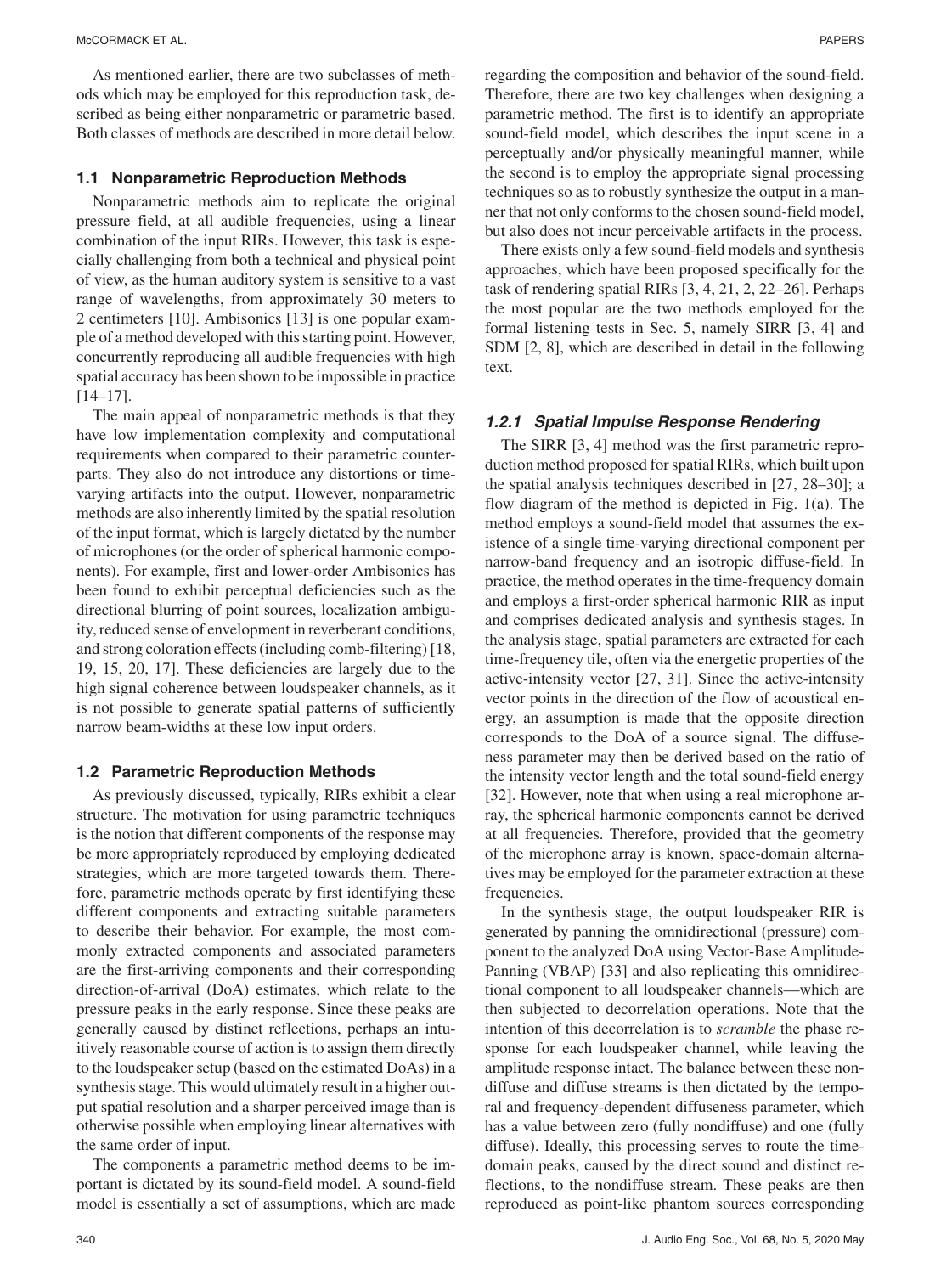As mentioned earlier, there are two subclasses of methods which may be employed for this reproduction task, described as being either nonparametric or parametric based. Both classes of methods are described in more detail below.

### 1.1 Nonparametric Reproduction Methods

Nonparametric methods aim to replicate the original pressure field, at all audible frequencies, using a linear combination of the input RIRs. However, this task is especially challenging from both a technical and physical point of view, as the human auditory system is sensitive to a vast range of wavelengths, from approximately 30 meters to 2 centimeters [10]. Ambisonics [13] is one popular example of a method developed with this starting point. However, concurrently reproducing all audible frequencies with high spatial accuracy has been shown to be impossible in practice [14–17].

The main appeal of nonparametric methods is that they have low implementation complexity and computational requirements when compared to their parametric counterparts. They also do not introduce any distortions or time-varying artifacts into the output. However, nonparametric methods are also inherently limited by the spatial resolution of the input format, which is largely dictated by the number of microphones (or the order of spherical harmonic components). For example, first and lower-order Ambisonics has been found to exhibit perceptual deficiencies such as the directional blurring of point sources, localization ambiguity, reduced sense of envelopment in reverberant conditions, and strong coloration effects (including comb-filtering) [18, 19, 15, 20, 17]. These deficiencies are largely due to the high signal coherence between loudspeaker channels, as it is not possible to generate spatial patterns of sufficiently narrow beam-widths at these low input orders.

### 1.2 Parametric Reproduction Methods

As previously discussed, typically, RIRs exhibit a clear structure. The motivation for using parametric techniques is the notion that different components of the response may be more appropriately reproduced by employing dedicated strategies, which are more targeted towards them. Therefore, parametric methods operate by first identifying these different components and extracting suitable parameters to describe their behavior. For example, the most commonly extracted components and associated parameters are the first-arriving components and their corresponding direction-of-arrival (DoA) estimates, which relate to the pressure peaks in the early response. Since these peaks are generally caused by distinct reflections, perhaps an intuitively reasonable course of action is to assign them directly to the loudspeaker setup (based on the estimated DoAs) in a synthesis stage. This would ultimately result in a higher output spatial resolution and a sharper perceived image than is otherwise possible when employing linear alternatives with the same order of input.

The components a parametric method deems to be important is dictated by its sound-field model. A sound-field model is essentially a set of assumptions, which are made regarding the composition and behavior of the sound-field. Therefore, there are two key challenges when designing a parametric method. The first is to identify an appropriate sound-field model, which describes the input scene in a perceptually and/or physically meaningful manner, while the second is to employ the appropriate signal processing techniques so as to robustly synthesize the output in a manner that not only conforms to the chosen sound-field model, but also does not incur perceivable artifacts in the process.

There exists only a few sound-field models and synthesis approaches, which have been proposed specifically for the task of rendering spatial RIRs [3, 4, 21, 2, 22–26]. Perhaps the most popular are the two methods employed for the formal listening tests in Sec. 5, namely SIRR [3, 4] and SDM [2, 8], which are described in detail in the following text.

#### *1.2.1 Spatial Impulse Response Rendering*

The SIRR [3, 4] method was the first parametric reproduction method proposed for spatial RIRs, which built upon the spatial analysis techniques described in [27, 28–30]; a flow diagram of the method is depicted in Fig. 1(a). The method employs a sound-field model that assumes the existence of a single time-varying directional component per narrow-band frequency and an isotropic diffuse-field. In practice, the method operates in the time-frequency domain and employs a first-order spherical harmonic RIR as input and comprises dedicated analysis and synthesis stages. In the analysis stage, spatial parameters are extracted for each time-frequency tile, often via the energetic properties of the active-intensity vector [27, 31]. Since the active-intensity vector points in the direction of the flow of acoustical energy, an assumption is made that the opposite direction corresponds to the DoA of a source signal. The diffuseness parameter may then be derived based on the ratio of the intensity vector length and the total sound-field energy [32]. However, note that when using a real microphone array, the spherical harmonic components cannot be derived at all frequencies. Therefore, provided that the geometry of the microphone array is known, space-domain alternatives may be employed for the parameter extraction at these frequencies.

In the synthesis stage, the output loudspeaker RIR is generated by panning the omnidirectional (pressure) component to the analyzed DoA using Vector-Base Amplitude-Panning (VBAP) [33] and also replicating this omnidirectional component to all loudspeaker channels—which are then subjected to decorrelation operations. Note that the intention of this decorrelation is to *scramble* the phase response for each loudspeaker channel, while leaving the amplitude response intact. The balance between these nondiffuse and diffuse streams is then dictated by the temporal and frequency-dependent diffuseness parameter, which has a value between zero (fully nondiffuse) and one (fully diffuse). Ideally, this processing serves to route the time-domain peaks, caused by the direct sound and distinct reflections, to the nondiffuse stream. These peaks are then reproduced as point-like phantom sources corresponding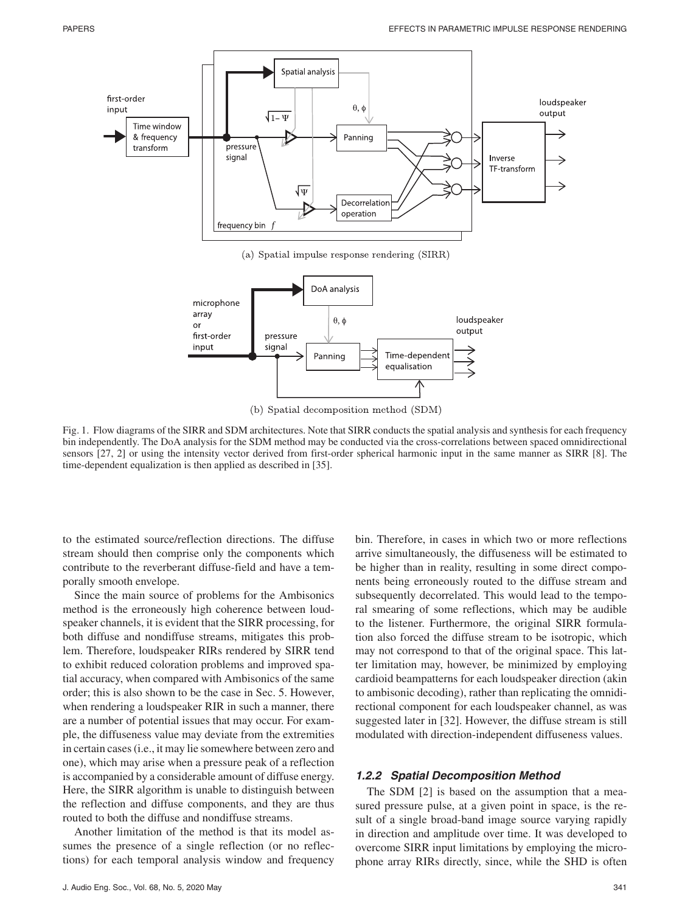(a) Spatial impulse response rendering (SIRR)

(b) Spatial decomposition method (SDM)

Fig. 1. Flow diagrams of the SIRR and SDM architectures. Note that SIRR conducts the spatial analysis and synthesis for each frequency bin independently. The DoA analysis for the SDM method may be conducted via the cross-correlations between spaced omnidirectional sensors [27, 2] or using the intensity vector derived from first-order spherical harmonic input in the same manner as SIRR [8]. The time-dependent equalization is then applied as described in [35].

to the estimated source/reflection directions. The diffuse stream should then comprise only the components which contribute to the reverberant diffuse-field and have a temporally smooth envelope.

Since the main source of problems for the Ambisonics method is the erroneously high coherence between loudspeaker channels, it is evident that the SIRR processing, for both diffuse and nondiffuse streams, mitigates this problem. Therefore, loudspeaker RIRs rendered by SIRR tend to exhibit reduced coloration problems and improved spatial accuracy, when compared with Ambisonics of the same order; this is also shown to be the case in Sec. 5. However, when rendering a loudspeaker RIR in such a manner, there are a number of potential issues that may occur. For example, the diffuseness value may deviate from the extremities in certain cases (i.e., it may lie somewhere between zero and one), which may arise when a pressure peak of a reflection is accompanied by a considerable amount of diffuse energy. Here, the SIRR algorithm is unable to distinguish between the reflection and diffuse components, and they are thus routed to both the diffuse and nondiffuse streams.

Another limitation of the method is that its model assumes the presence of a single reflection (or no reflections) for each temporal analysis window and frequency bin. Therefore, in cases in which two or more reflections arrive simultaneously, the diffuseness will be estimated to be higher than in reality, resulting in some direct components being erroneously routed to the diffuse stream and subsequently decorrelated. This would lead to the temporal smearing of some reflections, which may be audible to the listener. Furthermore, the original SIRR formulation also forced the diffuse stream to be isotropic, which may not correspond to that of the original space. This latter limitation may, however, be minimized by employing cardioid beampatterns for each loudspeaker direction (akin to ambisonic decoding), rather than replicating the omnidirectional component for each loudspeaker channel, as was suggested later in [32]. However, the diffuse stream is still modulated with direction-independent diffuseness values.

### *1.2.2 Spatial Decomposition Method*

The SDM [2] is based on the assumption that a measured pressure pulse, at a given point in space, is the result of a single broad-band image source varying rapidly in direction and amplitude over time. It was developed to overcome SIRR input limitations by employing the microphone array RIRs directly, since, while the SHD is often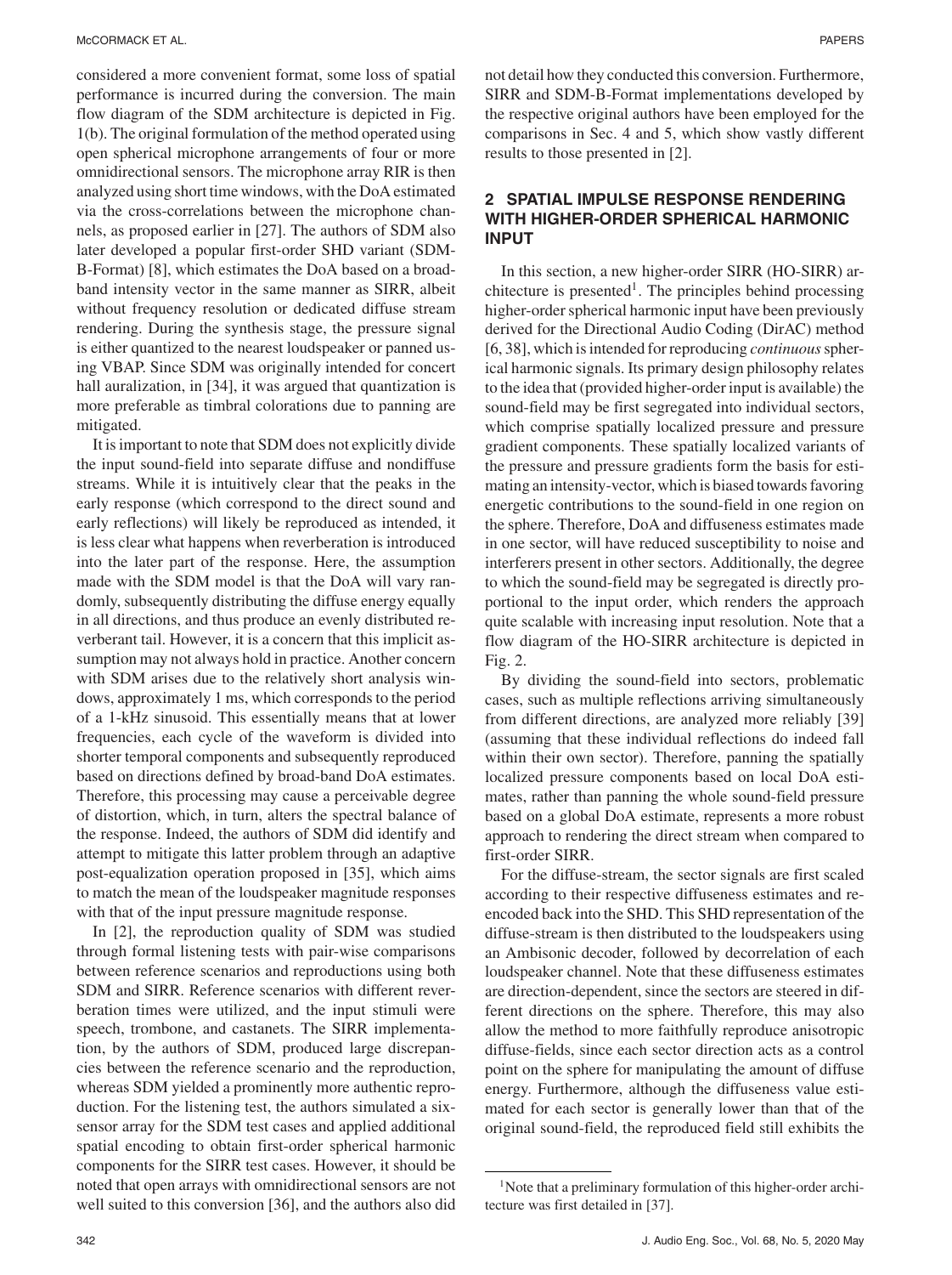considered a more convenient format, some loss of spatial performance is incurred during the conversion. The main flow diagram of the SDM architecture is depicted in Fig. 1(b). The original formulation of the method operated using open spherical microphone arrangements of four or more omnidirectional sensors. The microphone array RIR is then analyzed using short time windows, with the DoA estimated via the cross-correlations between the microphone channels, as proposed earlier in [27]. The authors of SDM also later developed a popular first-order SHD variant (SDM-B-Format) [8], which estimates the DoA based on a broadband intensity vector in the same manner as SIRR, albeit without frequency resolution or dedicated diffuse stream rendering. During the synthesis stage, the pressure signal is either quantized to the nearest loudspeaker or panned using VBAP. Since SDM was originally intended for concert hall auralization, in [34], it was argued that quantization is more preferable as timbral colorations due to panning are mitigated.

It is important to note that SDM does not explicitly divide the input sound-field into separate diffuse and nondiffuse streams. While it is intuitively clear that the peaks in the early response (which correspond to the direct sound and early reflections) will likely be reproduced as intended, it is less clear what happens when reverberation is introduced into the later part of the response. Here, the assumption made with the SDM model is that the DoA will vary randomly, subsequently distributing the diffuse energy equally in all directions, and thus produce an evenly distributed reverberant tail. However, it is a concern that this implicit assumption may not always hold in practice. Another concern with SDM arises due to the relatively short analysis windows, approximately 1 ms, which corresponds to the period of a 1-kHz sinusoid. This essentially means that at lower frequencies, each cycle of the waveform is divided into shorter temporal components and subsequently reproduced based on directions defined by broad-band DoA estimates. Therefore, this processing may cause a perceivable degree of distortion, which, in turn, alters the spectral balance of the response. Indeed, the authors of SDM did identify and attempt to mitigate this latter problem through an adaptive post-equalization operation proposed in [35], which aims to match the mean of the loudspeaker magnitude responses with that of the input pressure magnitude response.

In [2], the reproduction quality of SDM was studied through formal listening tests with pair-wise comparisons between reference scenarios and reproductions using both SDM and SIRR. Reference scenarios with different reverberation times were utilized, and the input stimuli were speech, trombone, and castanets. The SIRR implementation, by the authors of SDM, produced large discrepancies between the reference scenario and the reproduction, whereas SDM yielded a prominently more authentic reproduction. For the listening test, the authors simulated a six-sensor array for the SDM test cases and applied additional spatial encoding to obtain first-order spherical harmonic components for the SIRR test cases. However, it should be noted that open arrays with omnidirectional sensors are not well suited to this conversion [36], and the authors also did not detail how they conducted this conversion. Furthermore, SIRR and SDM-B-Format implementations developed by the respective original authors have been employed for the comparisons in Sec. 4 and 5, which show vastly different results to those presented in [2].

## 2 SPATIAL IMPULSE RESPONSE RENDERING WITH HIGHER-ORDER SPHERICAL HARMONIC INPUT

In this section, a new higher-order SIRR (HO-SIRR) architecture is presented[1]. The principles behind processing higher-order spherical harmonic input have been previously derived for the Directional Audio Coding (DirAC) method [6, 38], which is intended for reproducing *continuous* spherical harmonic signals. Its primary design philosophy relates to the idea that (provided higher-order input is available) the sound-field may be first segregated into individual sectors, which comprise spatially localized pressure and pressure gradient components. These spatially localized variants of the pressure and pressure gradients form the basis for estimating an intensity-vector, which is biased towards favoring energetic contributions to the sound-field in one region on the sphere. Therefore, DoA and diffuseness estimates made in one sector, will have reduced susceptibility to noise and interferers present in other sectors. Additionally, the degree to which the sound-field may be segregated is directly proportional to the input order, which renders the approach quite scalable with increasing input resolution. Note that a flow diagram of the HO-SIRR architecture is depicted in Fig. 2.

By dividing the sound-field into sectors, problematic cases, such as multiple reflections arriving simultaneously from different directions, are analyzed more reliably [39] (assuming that these individual reflections do indeed fall within their own sector). Therefore, panning the spatially localized pressure components based on local DoA estimates, rather than panning the whole sound-field pressure based on a global DoA estimate, represents a more robust approach to rendering the direct stream when compared to first-order SIRR.

For the diffuse-stream, the sector signals are first scaled according to their respective diffuseness estimates and re-encoded back into the SHD. This SHD representation of the diffuse-stream is then distributed to the loudspeakers using an Ambisonic decoder, followed by decorrelation of each loudspeaker channel. Note that these diffuseness estimates are direction-dependent, since the sectors are steered in different directions on the sphere. Therefore, this may also allow the method to more faithfully reproduce anisotropic diffuse-fields, since each sector direction acts as a control point on the sphere for manipulating the amount of diffuse energy. Furthermore, although the diffuseness value estimated for each sector is generally lower than that of the original sound-field, the reproduced field still exhibits the

[1] Note that a preliminary formulation of this higher-order architecture was first detailed in [37].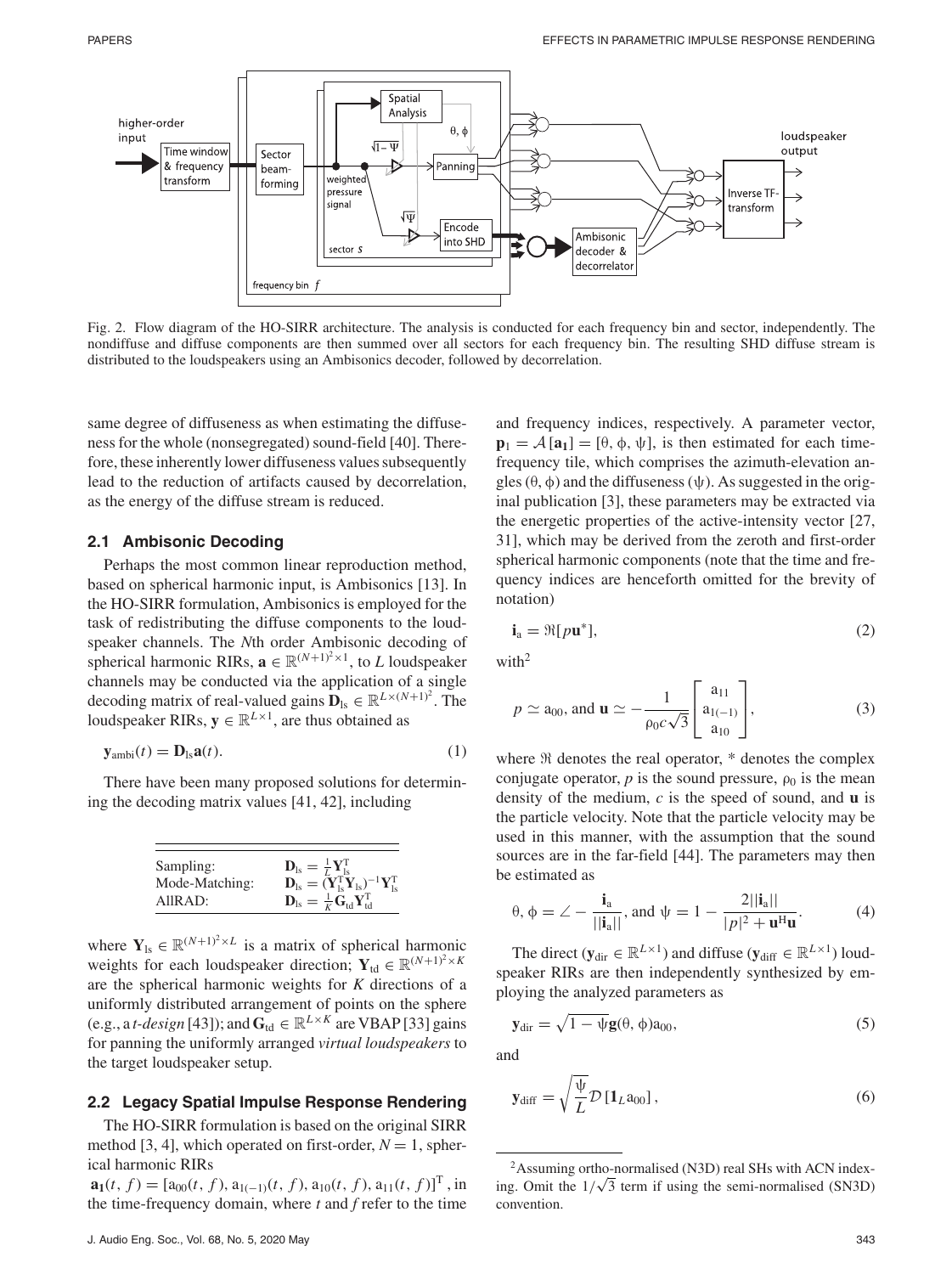Fig. 2. Flow diagram of the HO-SIRR architecture. The analysis is conducted for each frequency bin and sector, independently. The nondiffuse and diffuse components are then summed over all sectors for each frequency bin. The resulting SHD diffuse stream is distributed to the loudspeakers using an Ambisonics decoder, followed by decorrelation.

same degree of diffuseness as when estimating the diffuseness for the whole (nonsegregated) sound-field [40]. Therefore, these inherently lower diffuseness values subsequently lead to the reduction of artifacts caused by decorrelation, as the energy of the diffuse stream is reduced.

### 2.1 Ambisonic Decoding

Perhaps the most common linear reproduction method, based on spherical harmonic input, is Ambisonics [13]. In the HO-SIRR formulation, Ambisonics is employed for the task of redistributing the diffuse components to the loudspeaker channels. The $N$th order Ambisonic decoding of spherical harmonic RIRs, $\mathbf{a} \in \mathbb{R}^{(N+1)^2 \times 1}$, to $L$ loudspeaker channels may be conducted via the application of a single decoding matrix of real-valued gains $\mathbf{D}_{\text{ls}} \in \mathbb{R}^{L \times (N+1)^2}$. The loudspeaker RIRs, $\mathbf{y} \in \mathbb{R}^{L \times 1}$, are thus obtained as

$$\mathbf{y}_{\text{ambi}}(t) = \mathbf{D}_{\text{ls}}\mathbf{a}(t). \tag{1}$$

There have been many proposed solutions for determining the decoding matrix values [41, 42], including

| | |
|---|---|
| Sampling: | $\mathbf{D}_{\text{ls}} = \frac{1}{L}\mathbf{Y}_{\text{ls}}^{\text{T}}$ |
| Mode-Matching: | $\mathbf{D}_{\text{ls}} = (\mathbf{Y}_{\text{ls}}^{\text{T}}\mathbf{Y}_{\text{ls}})^{-1}\mathbf{Y}_{\text{ls}}^{\text{T}}$ |
| AllRAD: | $\mathbf{D}_{\text{ls}} = \frac{1}{K}\mathbf{G}_{\text{td}}\mathbf{Y}_{\text{td}}^{\text{T}}$ |

where $\mathbf{Y}_{\text{ls}} \in \mathbb{R}^{(N+1)^2 \times L}$ is a matrix of spherical harmonic weights for each loudspeaker direction; $\mathbf{Y}_{\text{td}} \in \mathbb{R}^{(N+1)^2 \times K}$ are the spherical harmonic weights for $K$ directions of a uniformly distributed arrangement of points on the sphere (e.g., a *t-design* [43]); and $\mathbf{G}_{\text{td}} \in \mathbb{R}^{L \times K}$ are VBAP [33] gains for panning the uniformly arranged *virtual loudspeakers* to the target loudspeaker setup.

### 2.2 Legacy Spatial Impulse Response Rendering

The HO-SIRR formulation is based on the original SIRR method [3, 4], which operated on first-order, $N = 1$, spherical harmonic RIRs
$\mathbf{a_1}(t, f) = [\text{a}_{00}(t, f), \text{a}_{1(-1)}(t, f), \text{a}_{10}(t, f), \text{a}_{11}(t, f)]^{\text{T}}$, in the time-frequency domain, where $t$ and $f$ refer to the time and frequency indices, respectively. A parameter vector, $\mathbf{p}_1 = \mathcal{A}[\mathbf{a_1}] = [\theta, \phi, \psi]$, is then estimated for each time-frequency tile, which comprises the azimuth-elevation angles $(\theta, \phi)$ and the diffuseness $(\psi)$. As suggested in the original publication [3], these parameters may be extracted via the energetic properties of the active-intensity vector [27, 31], which may be derived from the zeroth and first-order spherical harmonic components (note that the time and frequency indices are henceforth omitted for the brevity of notation)

$$\mathbf{i}_{\text{a}} = \Re[p\mathbf{u}^*], \tag{2}$$

with[2]

$$p \simeq \text{a}_{00}, \text{ and } \mathbf{u} \simeq -\frac{1}{\rho_0 c\sqrt{3}}\begin{bmatrix} \text{a}_{11} \\ \text{a}_{1(-1)} \\ \text{a}_{10} \end{bmatrix}, \tag{3}$$

where $\Re$ denotes the real operator, $*$ denotes the complex conjugate operator, $p$ is the sound pressure, $\rho_0$ is the mean density of the medium, $c$ is the speed of sound, and $\mathbf{u}$ is the particle velocity. Note that the particle velocity may be used in this manner, with the assumption that the sound sources are in the far-field [44]. The parameters may then be estimated as

$$\theta, \phi = \angle - \frac{\mathbf{i}_{\text{a}}}{||\mathbf{i}_{\text{a}}||}, \text{ and } \psi = 1 - \frac{2||\mathbf{i}_{\text{a}}||}{|p|^2 + \mathbf{u}^{\text{H}}\mathbf{u}}. \tag{4}$$

The direct ($\mathbf{y}_{\text{dir}} \in \mathbb{R}^{L \times 1}$) and diffuse ($\mathbf{y}_{\text{diff}} \in \mathbb{R}^{L \times 1}$) loudspeaker RIRs are then independently synthesized by employing the analyzed parameters as

$$\mathbf{y}_{\text{dir}} = \sqrt{1 - \psi}\mathbf{g}(\theta, \phi)\text{a}_{00}, \tag{5}$$

and

$$\mathbf{y}_{\text{diff}} = \sqrt{\frac{\psi}{L}}\mathcal{D}\left[\mathbf{1}_L \text{a}_{00}\right], \tag{6}$$

[2] Assuming ortho-normalised (N3D) real SHs with ACN indexing. Omit the $1/\sqrt{3}$ term if using the semi-normalised (SN3D) convention.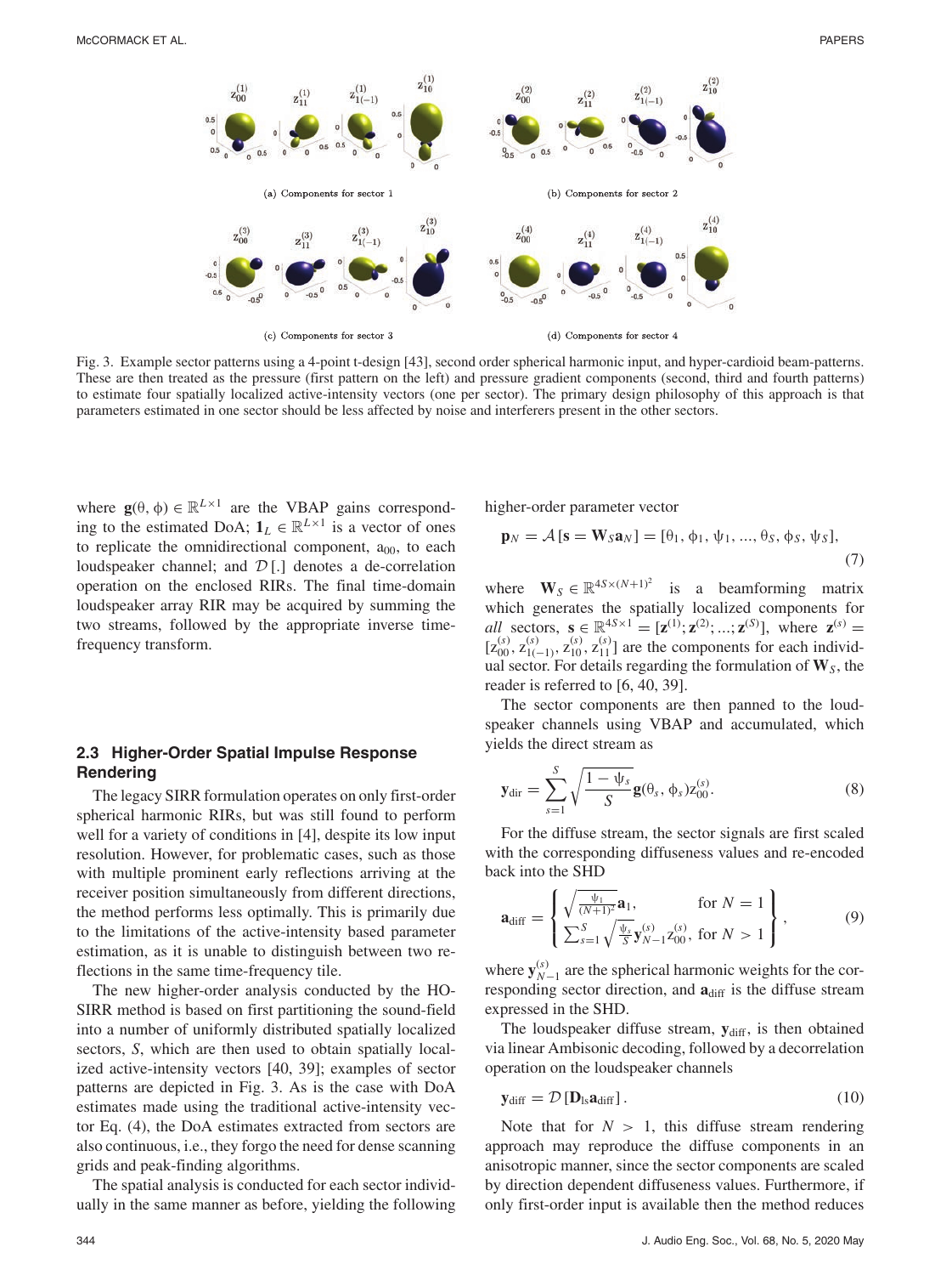(a) Components for sector 1

(b) Components for sector 2

(c) Components for sector 3

(d) Components for sector 4

Fig. 3. Example sector patterns using a 4-point t-design [43], second order spherical harmonic input, and hyper-cardioid beam-patterns. These are then treated as the pressure (first pattern on the left) and pressure gradient components (second, third and fourth patterns) to estimate four spatially localized active-intensity vectors (one per sector). The primary design philosophy of this approach is that parameters estimated in one sector should be less affected by noise and interferers present in the other sectors.

where $\mathbf{g}(\theta, \phi) \in \mathbb{R}^{L\times 1}$ are the VBAP gains corresponding to the estimated DoA; $\mathbf{1}_L \in \mathbb{R}^{L\times 1}$ is a vector of ones to replicate the omnidirectional component, $a_{00}$, to each loudspeaker channel; and $\mathcal{D}[.]$ denotes a de-correlation operation on the enclosed RIRs. The final time-domain loudspeaker array RIR may be acquired by summing the two streams, followed by the appropriate inverse time-frequency transform.

### 2.3 Higher-Order Spatial Impulse Response Rendering

The legacy SIRR formulation operates on only first-order spherical harmonic RIRs, but was still found to perform well for a variety of conditions in [4], despite its low input resolution. However, for problematic cases, such as those with multiple prominent early reflections arriving at the receiver position simultaneously from different directions, the method performs less optimally. This is primarily due to the limitations of the active-intensity based parameter estimation, as it is unable to distinguish between two reflections in the same time-frequency tile.

The new higher-order analysis conducted by the HO-SIRR method is based on first partitioning the sound-field into a number of uniformly distributed spatially localized sectors, $S$, which are then used to obtain spatially localized active-intensity vectors [40, 39]; examples of sector patterns are depicted in Fig. 3. As is the case with DoA estimates made using the traditional active-intensity vector Eq. (4), the DoA estimates extracted from sectors are also continuous, i.e., they forgo the need for dense scanning grids and peak-finding algorithms.

The spatial analysis is conducted for each sector individually in the same manner as before, yielding the following higher-order parameter vector

$$\mathbf{p}_N = \mathcal{A}\left[\mathbf{s} = \mathbf{W}_S \mathbf{a}_N\right] = [\theta_1, \phi_1, \psi_1, ..., \theta_S, \phi_S, \psi_S], \tag{7}$$

where $\mathbf{W}_S \in \mathbb{R}^{4S\times(N+1)^2}$ is a beamforming matrix which generates the spatially localized components for *all* sectors, $\mathbf{s} \in \mathbb{R}^{4S\times 1} = [\mathbf{z}^{(1)}; \mathbf{z}^{(2)}; ...; \mathbf{z}^{(S)}]$, where $\mathbf{z}^{(s)} = [z_{00}^{(s)}, z_{1(-1)}^{(s)}, z_{10}^{(s)}, z_{11}^{(s)}]$ are the components for each individual sector. For details regarding the formulation of $\mathbf{W}_S$, the reader is referred to [6, 40, 39].

The sector components are then panned to the loudspeaker channels using VBAP and accumulated, which yields the direct stream as

$$\mathbf{y}_{\text{dir}} = \sum_{s=1}^{S} \sqrt{\frac{1-\psi_s}{S}}\mathbf{g}(\theta_s, \phi_s) z_{00}^{(s)}. \tag{8}$$

For the diffuse stream, the sector signals are first scaled with the corresponding diffuseness values and re-encoded back into the SHD

$$\mathbf{a}_{\text{diff}} = \left\{ \begin{array}{ll} \sqrt{\frac{\psi_1}{(N+1)^2}}\mathbf{a}_1, & \text{for } N = 1 \\ \sum_{s=1}^{S} \sqrt{\frac{\psi_s}{S}}\mathbf{y}_{N-1}^{(s)} z_{00}^{(s)}, & \text{for } N > 1 \end{array} \right\}, \tag{9}$$

where $\mathbf{y}_{N-1}^{(s)}$ are the spherical harmonic weights for the corresponding sector direction, and $\mathbf{a}_{\text{diff}}$ is the diffuse stream expressed in the SHD.

The loudspeaker diffuse stream, $\mathbf{y}_{\text{diff}}$, is then obtained via linear Ambisonic decoding, followed by a decorrelation operation on the loudspeaker channels

$$\mathbf{y}_{\text{diff}} = \mathcal{D}\left[\mathbf{D}_{\text{ls}}\mathbf{a}_{\text{diff}}\right]. \tag{10}$$

Note that for $N > 1$, this diffuse stream rendering approach may reproduce the diffuse components in an anisotropic manner, since the sector components are scaled by direction dependent diffuseness values. Furthermore, if only first-order input is available then the method reduces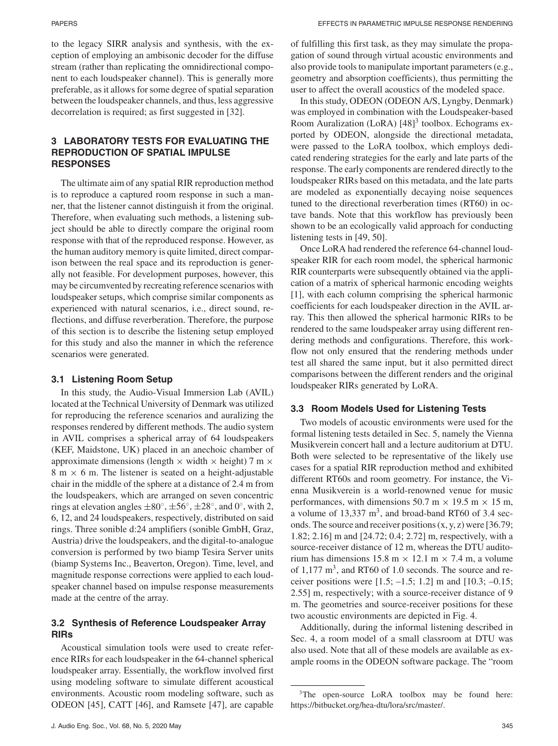to the legacy SIRR analysis and synthesis, with the exception of employing an ambisonic decoder for the diffuse stream (rather than replicating the omnidirectional component to each loudspeaker channel). This is generally more preferable, as it allows for some degree of spatial separation between the loudspeaker channels, and thus, less aggressive decorrelation is required; as first suggested in [32].

## 3 LABORATORY TESTS FOR EVALUATING THE REPRODUCTION OF SPATIAL IMPULSE RESPONSES

The ultimate aim of any spatial RIR reproduction method is to reproduce a captured room response in such a manner, that the listener cannot distinguish it from the original. Therefore, when evaluating such methods, a listening subject should be able to directly compare the original room response with that of the reproduced response. However, as the human auditory memory is quite limited, direct comparison between the real space and its reproduction is generally not feasible. For development purposes, however, this may be circumvented by recreating reference scenarios with loudspeaker setups, which comprise similar components as experienced with natural scenarios, i.e., direct sound, reflections, and diffuse reverberation. Therefore, the purpose of this section is to describe the listening setup employed for this study and also the manner in which the reference scenarios were generated.

### 3.1 Listening Room Setup

In this study, the Audio-Visual Immersion Lab (AVIL) located at the Technical University of Denmark was utilized for reproducing the reference scenarios and auralizing the responses rendered by different methods. The audio system in AVIL comprises a spherical array of 64 loudspeakers (KEF, Maidstone, UK) placed in an anechoic chamber of approximate dimensions (length × width × height) 7 m × 8 m × 6 m. The listener is seated on a height-adjustable chair in the middle of the sphere at a distance of 2.4 m from the loudspeakers, which are arranged on seven concentric rings at elevation angles $\pm 80^\circ$, $\pm 56^\circ$, $\pm 28^\circ$, and $0^\circ$, with 2, 6, 12, and 24 loudspeakers, respectively, distributed on said rings. Three sonible d:24 amplifiers (sonible GmbH, Graz, Austria) drive the loudspeakers, and the digital-to-analogue conversion is performed by two biamp Tesira Server units (biamp Systems Inc., Beaverton, Oregon). Time, level, and magnitude response corrections were applied to each loudspeaker channel based on impulse response measurements made at the centre of the array.

### 3.2 Synthesis of Reference Loudspeaker Array RIRs

Acoustical simulation tools were used to create reference RIRs for each loudspeaker in the 64-channel spherical loudspeaker array. Essentially, the workflow involved first using modeling software to simulate different acoustical environments. Acoustic room modeling software, such as ODEON [45], CATT [46], and Ramsete [47], are capable of fulfilling this first task, as they may simulate the propagation of sound through virtual acoustic environments and also provide tools to manipulate important parameters (e.g., geometry and absorption coefficients), thus permitting the user to affect the overall acoustics of the modeled space.

In this study, ODEON (ODEON A/S, Lyngby, Denmark) was employed in combination with the Loudspeaker-based Room Auralization (LoRA) [48][3] toolbox. Echograms exported by ODEON, alongside the directional metadata, were passed to the LoRA toolbox, which employs dedicated rendering strategies for the early and late parts of the response. The early components are rendered directly to the loudspeaker RIRs based on this metadata, and the late parts are modeled as exponentially decaying noise sequences tuned to the directional reverberation times (RT60) in octave bands. Note that this workflow has previously been shown to be an ecologically valid approach for conducting listening tests in [49, 50].

Once LoRA had rendered the reference 64-channel loudspeaker RIR for each room model, the spherical harmonic RIR counterparts were subsequently obtained via the application of a matrix of spherical harmonic encoding weights [1], with each column comprising the spherical harmonic coefficients for each loudspeaker direction in the AVIL array. This then allowed the spherical harmonic RIRs to be rendered to the same loudspeaker array using different rendering methods and configurations. Therefore, this workflow not only ensured that the rendering methods under test all shared the same input, but it also permitted direct comparisons between the different renders and the original loudspeaker RIRs generated by LoRA.

### 3.3 Room Models Used for Listening Tests

Two models of acoustic environments were used for the formal listening tests detailed in Sec. 5, namely the Vienna Musikverein concert hall and a lecture auditorium at DTU. Both were selected to be representative of the likely use cases for a spatial RIR reproduction method and exhibited different RT60s and room geometry. For instance, the Vienna Musikverein is a world-renowned venue for music performances, with dimensions 50.7 m × 19.5 m × 15 m, a volume of 13,337 m$^3$, and broad-band RT60 of 3.4 seconds. The source and receiver positions (x, y, z) were [36.79; 1.82; 2.16] m and [24.72; 0.4; 2.72] m, respectively, with a source-receiver distance of 12 m, whereas the DTU auditorium has dimensions 15.8 m × 12.1 m × 7.4 m, a volume of 1,177 m$^3$, and RT60 of 1.0 seconds. The source and receiver positions were [1.5; –1.5; 1.2] m and [10.3; –0.15; 2.55] m, respectively; with a source-receiver distance of 9 m. The geometries and source-receiver positions for these two acoustic environments are depicted in Fig. 4.

Additionally, during the informal listening described in Sec. 4, a room model of a small classroom at DTU was also used. Note that all of these models are available as example rooms in the ODEON software package. The "room

[3]The open-source LoRA toolbox may be found here: https://bitbucket.org/hea-dtu/lora/src/master/.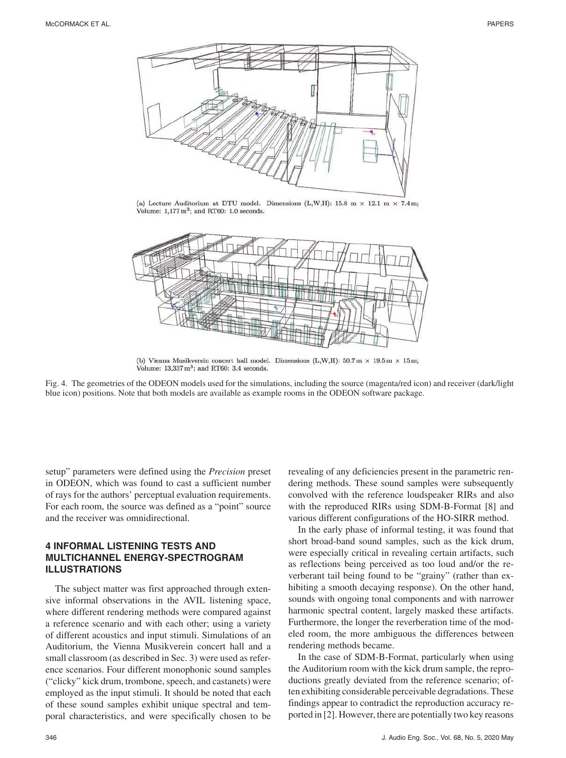(a) Lecture Auditorium at DTU model. Dimensions (L,W,H): 15.8 m × 12.1 m × 7.4m; Volume: 1,177 $m^3$; and RT60: 1.0 seconds.

(b) Vienna Musikverein concert hall model. Dimensions (L,W,H): 50.7 m × 19.5 m × 15 m; Volume: 13,337 $m^3$; and RT60: 3.4 seconds.

Fig. 4. The geometries of the ODEON models used for the simulations, including the source (magenta/red icon) and receiver (dark/light blue icon) positions. Note that both models are available as example rooms in the ODEON software package.

setup" parameters were defined using the *Precision* preset in ODEON, which was found to cast a sufficient number of rays for the authors' perceptual evaluation requirements. For each room, the source was defined as a "point" source and the receiver was omnidirectional.

## 4 INFORMAL LISTENING TESTS AND MULTICHANNEL ENERGY-SPECTROGRAM ILLUSTRATIONS

The subject matter was first approached through extensive informal observations in the AVIL listening space, where different rendering methods were compared against a reference scenario and with each other; using a variety of different acoustics and input stimuli. Simulations of an Auditorium, the Vienna Musikverein concert hall and a small classroom (as described in Sec. 3) were used as reference scenarios. Four different monophonic sound samples ("clicky" kick drum, trombone, speech, and castanets) were employed as the input stimuli. It should be noted that each of these sound samples exhibit unique spectral and temporal characteristics, and were specifically chosen to be revealing of any deficiencies present in the parametric rendering methods. These sound samples were subsequently convolved with the reference loudspeaker RIRs and also with the reproduced RIRs using SDM-B-Format [8] and various different configurations of the HO-SIRR method.

In the early phase of informal testing, it was found that short broad-band sound samples, such as the kick drum, were especially critical in revealing certain artifacts, such as reflections being perceived as too loud and/or the reverberant tail being found to be "grainy" (rather than exhibiting a smooth decaying response). On the other hand, sounds with ongoing tonal components and with narrower harmonic spectral content, largely masked these artifacts. Furthermore, the longer the reverberation time of the modeled room, the more ambiguous the differences between rendering methods became.

In the case of SDM-B-Format, particularly when using the Auditorium room with the kick drum sample, the reproductions greatly deviated from the reference scenario; often exhibiting considerable perceivable degradations. These findings appear to contradict the reproduction accuracy reported in [2]. However, there are potentially two key reasons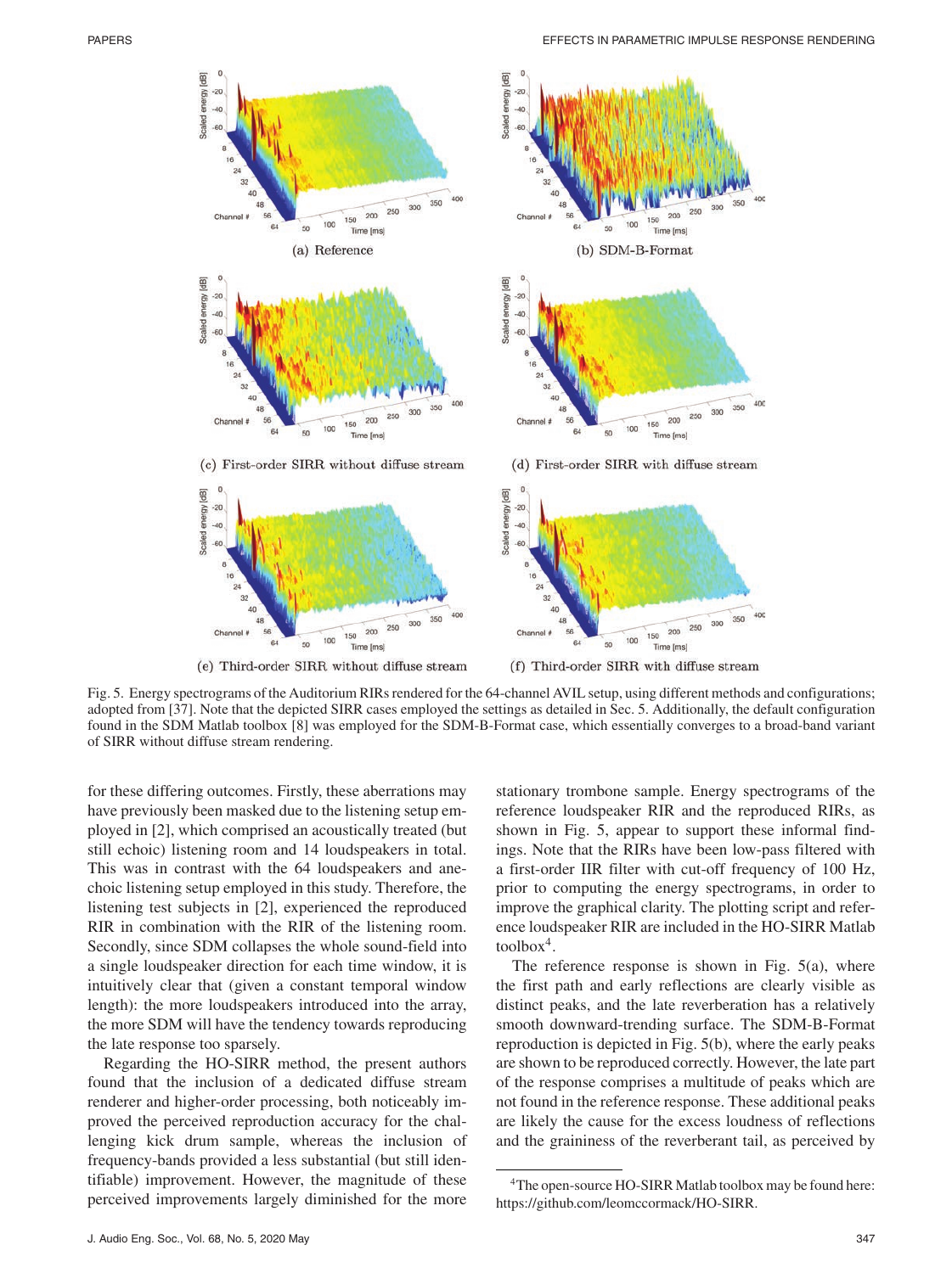(a) Reference

(b) SDM-B-Format

(c) First-order SIRR without diffuse stream

(d) First-order SIRR with diffuse stream

(e) Third-order SIRR without diffuse stream

(f) Third-order SIRR with diffuse stream

Fig. 5. Energy spectrograms of the Auditorium RIRs rendered for the 64-channel AVIL setup, using different methods and configurations; adopted from [37]. Note that the depicted SIRR cases employed the settings as detailed in Sec. 5. Additionally, the default configuration found in the SDM Matlab toolbox [8] was employed for the SDM-B-Format case, which essentially converges to a broad-band variant of SIRR without diffuse stream rendering.

for these differing outcomes. Firstly, these aberrations may have previously been masked due to the listening setup employed in [2], which comprised an acoustically treated (but still echoic) listening room and 14 loudspeakers in total. This was in contrast with the 64 loudspeakers and anechoic listening setup employed in this study. Therefore, the listening test subjects in [2], experienced the reproduced RIR in combination with the RIR of the listening room. Secondly, since SDM collapses the whole sound-field into a single loudspeaker direction for each time window, it is intuitively clear that (given a constant temporal window length): the more loudspeakers introduced into the array, the more SDM will have the tendency towards reproducing the late response too sparsely.

Regarding the HO-SIRR method, the present authors found that the inclusion of a dedicated diffuse stream renderer and higher-order processing, both noticeably improved the perceived reproduction accuracy for the challenging kick drum sample, whereas the inclusion of frequency-bands provided a less substantial (but still identifiable) improvement. However, the magnitude of these perceived improvements largely diminished for the more stationary trombone sample. Energy spectrograms of the reference loudspeaker RIR and the reproduced RIRs, as shown in Fig. 5, appear to support these informal findings. Note that the RIRs have been low-pass filtered with a first-order IIR filter with cut-off frequency of 100 Hz, prior to computing the energy spectrograms, in order to improve the graphical clarity. The plotting script and reference loudspeaker RIR are included in the HO-SIRR Matlab toolbox[4].

The reference response is shown in Fig. 5(a), where the first path and early reflections are clearly visible as distinct peaks, and the late reverberation has a relatively smooth downward-trending surface. The SDM-B-Format reproduction is depicted in Fig. 5(b), where the early peaks are shown to be reproduced correctly. However, the late part of the response comprises a multitude of peaks which are not found in the reference response. These additional peaks are likely the cause for the excess loudness of reflections and the graininess of the reverberant tail, as perceived by

[4] The open-source HO-SIRR Matlab toolbox may be found here: https://github.com/leomccormack/HO-SIRR.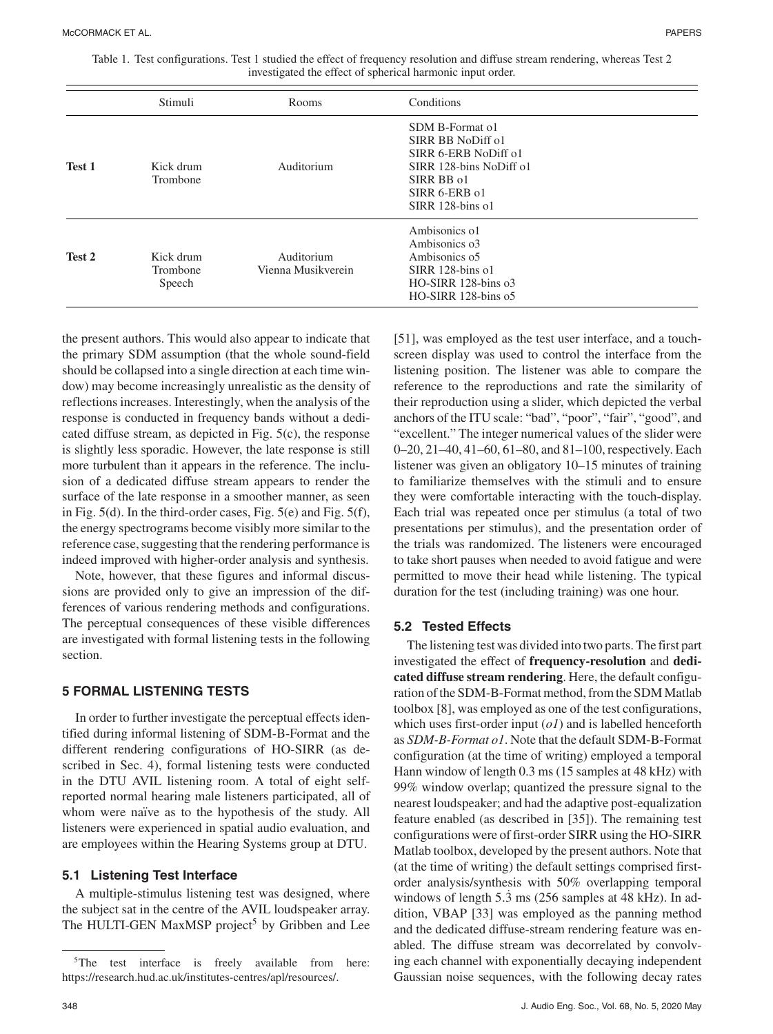Table 1. Test configurations. Test 1 studied the effect of frequency resolution and diffuse stream rendering, whereas Test 2 investigated the effect of spherical harmonic input order.

| | Stimuli | Rooms | Conditions |
|---|---|---|---|
| **Test 1** | Kick drum<br>Trombone | Auditorium | SDM B-Format o1<br>SIRR BB NoDiff o1<br>SIRR 6-ERB NoDiff o1<br>SIRR 128-bins NoDiff o1<br>SIRR BB o1<br>SIRR 6-ERB o1<br>SIRR 128-bins o1 |
| **Test 2** | Kick drum<br>Trombone<br>Speech | Auditorium<br>Vienna Musikverein | Ambisonics o1<br>Ambisonics o3<br>Ambisonics o5<br>SIRR 128-bins o1<br>HO-SIRR 128-bins o3<br>HO-SIRR 128-bins o5 |

the present authors. This would also appear to indicate that the primary SDM assumption (that the whole sound-field should be collapsed into a single direction at each time window) may become increasingly unrealistic as the density of reflections increases. Interestingly, when the analysis of the response is conducted in frequency bands without a dedicated diffuse stream, as depicted in Fig. 5(c), the response is slightly less sporadic. However, the late response is still more turbulent than it appears in the reference. The inclusion of a dedicated diffuse stream appears to render the surface of the late response in a smoother manner, as seen in Fig. 5(d). In the third-order cases, Fig. 5(e) and Fig. 5(f), the energy spectrograms become visibly more similar to the reference case, suggesting that the rendering performance is indeed improved with higher-order analysis and synthesis.

Note, however, that these figures and informal discussions are provided only to give an impression of the differences of various rendering methods and configurations. The perceptual consequences of these visible differences are investigated with formal listening tests in the following section.

## 5 FORMAL LISTENING TESTS

In order to further investigate the perceptual effects identified during informal listening of SDM-B-Format and the different rendering configurations of HO-SIRR (as described in Sec. 4), formal listening tests were conducted in the DTU AVIL listening room. A total of eight self-reported normal hearing male listeners participated, all of whom were naïve as to the hypothesis of the study. All listeners were experienced in spatial audio evaluation, and are employees within the Hearing Systems group at DTU.

### 5.1 Listening Test Interface

A multiple-stimulus listening test was designed, where the subject sat in the centre of the AVIL loudspeaker array. The HULTI-GEN MaxMSP project[5] by Gribben and Lee [51], was employed as the test user interface, and a touch-screen display was used to control the interface from the listening position. The listener was able to compare the reference to the reproductions and rate the similarity of their reproduction using a slider, which depicted the verbal anchors of the ITU scale: "bad", "poor", "fair", "good", and "excellent." The integer numerical values of the slider were 0–20, 21–40, 41–60, 61–80, and 81–100, respectively. Each listener was given an obligatory 10–15 minutes of training to familiarize themselves with the stimuli and to ensure they were comfortable interacting with the touch-display. Each trial was repeated once per stimulus (a total of two presentations per stimulus), and the presentation order of the trials was randomized. The listeners were encouraged to take short pauses when needed to avoid fatigue and were permitted to move their head while listening. The typical duration for the test (including training) was one hour.

### 5.2 Tested Effects

The listening test was divided into two parts. The first part investigated the effect of **frequency-resolution** and **dedicated diffuse stream rendering**. Here, the default configuration of the SDM-B-Format method, from the SDM Matlab toolbox [8], was employed as one of the test configurations, which uses first-order input (*o1*) and is labelled henceforth as *SDM-B-Format o1*. Note that the default SDM-B-Format configuration (at the time of writing) employed a temporal Hann window of length 0.3 ms (15 samples at 48 kHz) with 99% window overlap; quantized the pressure signal to the nearest loudspeaker; and had the adaptive post-equalization feature enabled (as described in [35]). The remaining test configurations were of first-order SIRR using the HO-SIRR Matlab toolbox, developed by the present authors. Note that (at the time of writing) the default settings comprised first-order analysis/synthesis with 50% overlapping temporal windows of length $5.\dot{3}$ ms (256 samples at 48 kHz). In addition, VBAP [33] was employed as the panning method and the dedicated diffuse-stream rendering feature was enabled. The diffuse stream was decorrelated by convolving each channel with exponentially decaying independent Gaussian noise sequences, with the following decay rates

[5] The test interface is freely available from here: https://research.hud.ac.uk/institutes-centres/apl/resources/.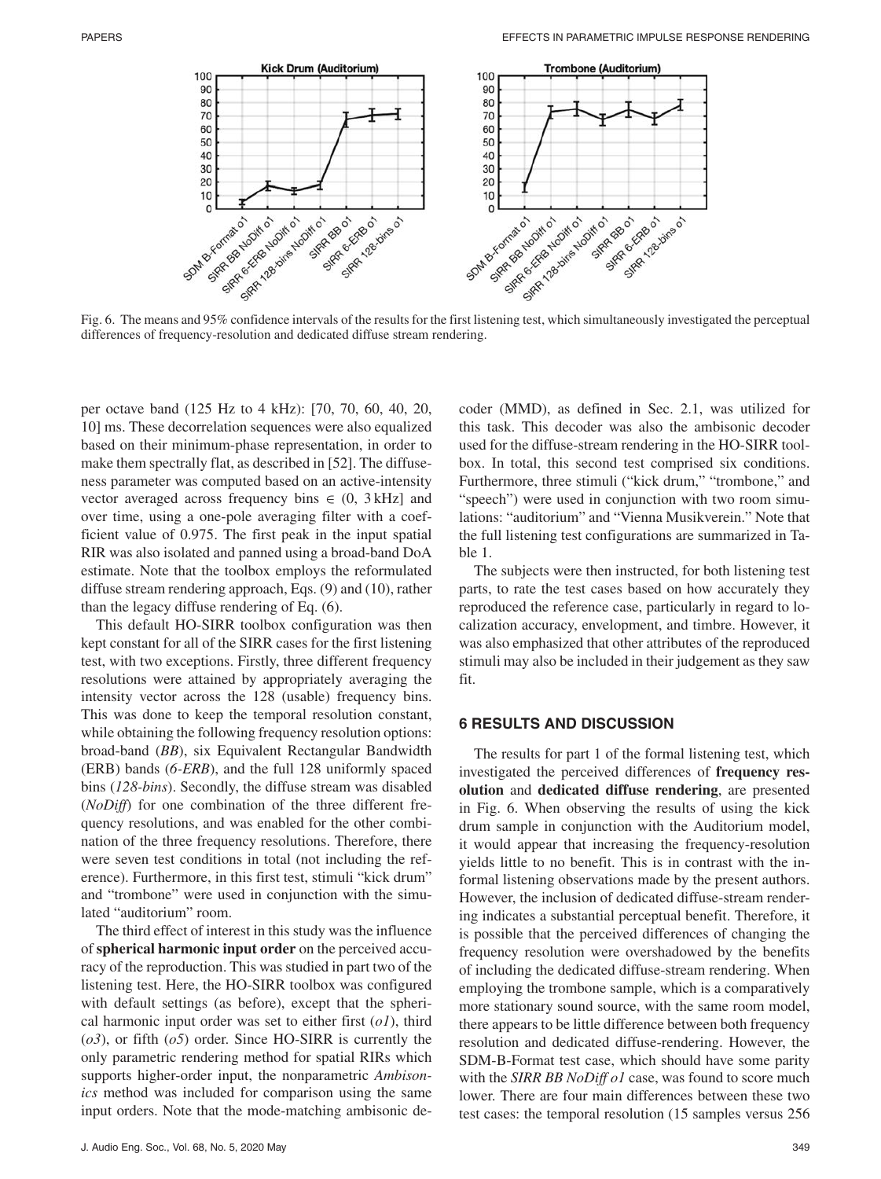Fig. 6. The means and 95% confidence intervals of the results for the first listening test, which simultaneously investigated the perceptual differences of frequency-resolution and dedicated diffuse stream rendering.

per octave band (125 Hz to 4 kHz): [70, 70, 60, 40, 20, 10] ms. These decorrelation sequences were also equalized based on their minimum-phase representation, in order to make them spectrally flat, as described in [52]. The diffuseness parameter was computed based on an active-intensity vector averaged across frequency bins $\in (0, 3\,\text{kHz}]$ and over time, using a one-pole averaging filter with a coefficient value of 0.975. The first peak in the input spatial RIR was also isolated and panned using a broad-band DoA estimate. Note that the toolbox employs the reformulated diffuse stream rendering approach, Eqs. (9) and (10), rather than the legacy diffuse rendering of Eq. (6).

This default HO-SIRR toolbox configuration was then kept constant for all of the SIRR cases for the first listening test, with two exceptions. Firstly, three different frequency resolutions were attained by appropriately averaging the intensity vector across the 128 (usable) frequency bins. This was done to keep the temporal resolution constant, while obtaining the following frequency resolution options: broad-band (*BB*), six Equivalent Rectangular Bandwidth (ERB) bands (*6-ERB*), and the full 128 uniformly spaced bins (*128-bins*). Secondly, the diffuse stream was disabled (*NoDiff*) for one combination of the three different frequency resolutions, and was enabled for the other combination of the three frequency resolutions. Therefore, there were seven test conditions in total (not including the reference). Furthermore, in this first test, stimuli "kick drum" and "trombone" were used in conjunction with the simulated "auditorium" room.

The third effect of interest in this study was the influence of **spherical harmonic input order** on the perceived accuracy of the reproduction. This was studied in part two of the listening test. Here, the HO-SIRR toolbox was configured with default settings (as before), except that the spherical harmonic input order was set to either first (*o1*), third (*o3*), or fifth (*o5*) order. Since HO-SIRR is currently the only parametric rendering method for spatial RIRs which supports higher-order input, the nonparametric *Ambisonics* method was included for comparison using the same input orders. Note that the mode-matching ambisonic decoder (MMD), as defined in Sec. 2.1, was utilized for this task. This decoder was also the ambisonic decoder used for the diffuse-stream rendering in the HO-SIRR toolbox. In total, this second test comprised six conditions. Furthermore, three stimuli ("kick drum," "trombone," and "speech") were used in conjunction with two room simulations: "auditorium" and "Vienna Musikverein." Note that the full listening test configurations are summarized in Table 1.

The subjects were then instructed, for both listening test parts, to rate the test cases based on how accurately they reproduced the reference case, particularly in regard to localization accuracy, envelopment, and timbre. However, it was also emphasized that other attributes of the reproduced stimuli may also be included in their judgement as they saw fit.

## 6 RESULTS AND DISCUSSION

The results for part 1 of the formal listening test, which investigated the perceived differences of **frequency resolution** and **dedicated diffuse rendering**, are presented in Fig. 6. When observing the results of using the kick drum sample in conjunction with the Auditorium model, it would appear that increasing the frequency-resolution yields little to no benefit. This is in contrast with the informal listening observations made by the present authors. However, the inclusion of dedicated diffuse-stream rendering indicates a substantial perceptual benefit. Therefore, it is possible that the perceived differences of changing the frequency resolution were overshadowed by the benefits of including the dedicated diffuse-stream rendering. When employing the trombone sample, which is a comparatively more stationary sound source, with the same room model, there appears to be little difference between both frequency resolution and dedicated diffuse-rendering. However, the SDM-B-Format test case, which should have some parity with the *SIRR BB NoDiff o1* case, was found to score much lower. There are four main differences between these two test cases: the temporal resolution (15 samples versus 256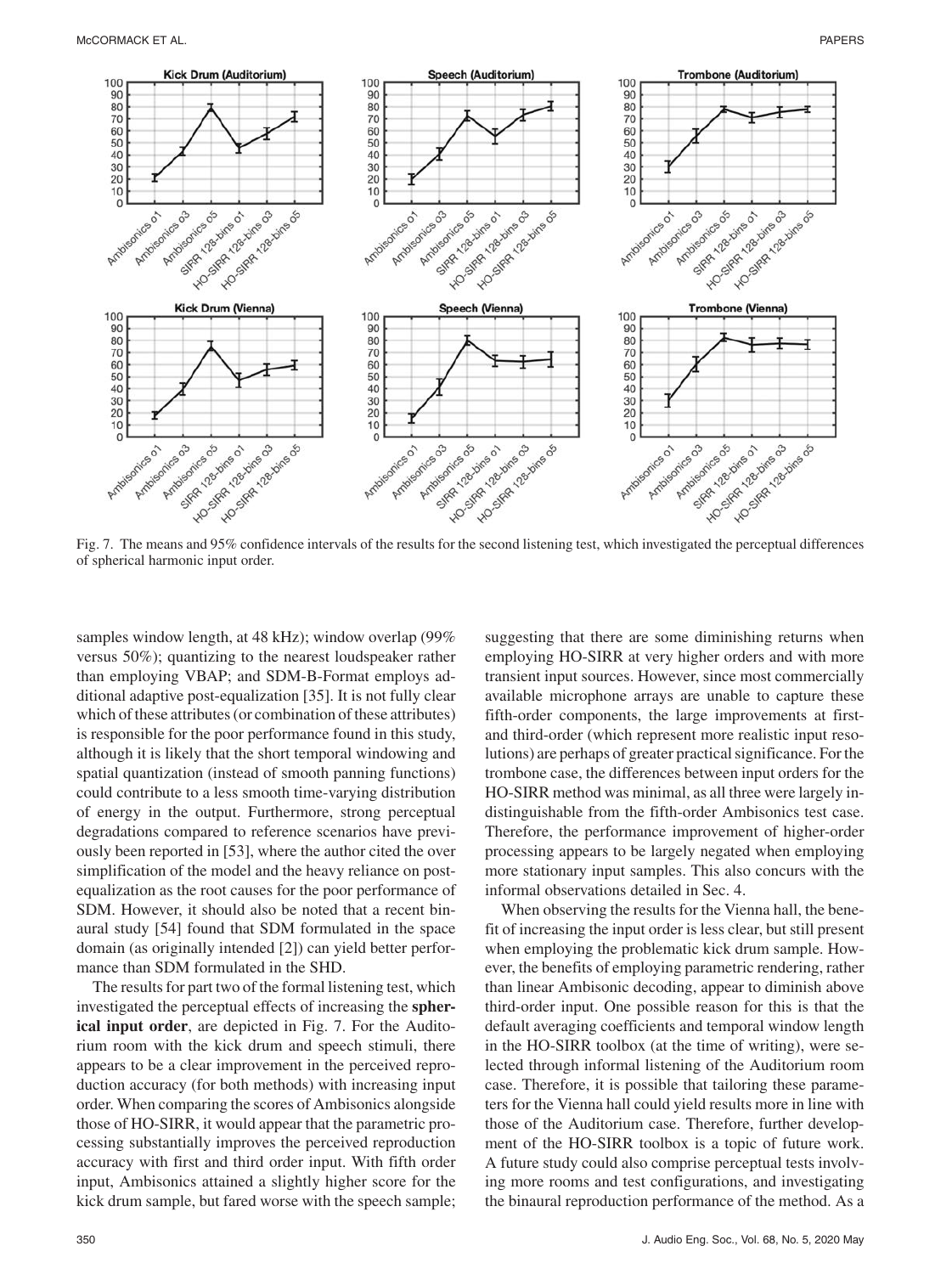Fig. 7. The means and 95% confidence intervals of the results for the second listening test, which investigated the perceptual differences of spherical harmonic input order.

samples window length, at 48 kHz); window overlap (99% versus 50%); quantizing to the nearest loudspeaker rather than employing VBAP; and SDM-B-Format employs additional adaptive post-equalization [35]. It is not fully clear which of these attributes (or combination of these attributes) is responsible for the poor performance found in this study, although it is likely that the short temporal windowing and spatial quantization (instead of smooth panning functions) could contribute to a less smooth time-varying distribution of energy in the output. Furthermore, strong perceptual degradations compared to reference scenarios have previously been reported in [53], where the author cited the over simplification of the model and the heavy reliance on post-equalization as the root causes for the poor performance of SDM. However, it should also be noted that a recent binaural study [54] found that SDM formulated in the space domain (as originally intended [2]) can yield better performance than SDM formulated in the SHD.

The results for part two of the formal listening test, which investigated the perceptual effects of increasing the **spherical input order**, are depicted in Fig. 7. For the Auditorium room with the kick drum and speech stimuli, there appears to be a clear improvement in the perceived reproduction accuracy (for both methods) with increasing input order. When comparing the scores of Ambisonics alongside those of HO-SIRR, it would appear that the parametric processing substantially improves the perceived reproduction accuracy with first and third order input. With fifth order input, Ambisonics attained a slightly higher score for the kick drum sample, but fared worse with the speech sample; suggesting that there are some diminishing returns when employing HO-SIRR at very higher orders and with more transient input sources. However, since most commercially available microphone arrays are unable to capture these fifth-order components, the large improvements at first- and third-order (which represent more realistic input resolutions) are perhaps of greater practical significance. For the trombone case, the differences between input orders for the HO-SIRR method was minimal, as all three were largely indistinguishable from the fifth-order Ambisonics test case. Therefore, the performance improvement of higher-order processing appears to be largely negated when employing more stationary input samples. This also concurs with the informal observations detailed in Sec. 4.

When observing the results for the Vienna hall, the benefit of increasing the input order is less clear, but still present when employing the problematic kick drum sample. However, the benefits of employing parametric rendering, rather than linear Ambisonic decoding, appear to diminish above third-order input. One possible reason for this is that the default averaging coefficients and temporal window length in the HO-SIRR toolbox (at the time of writing), were selected through informal listening of the Auditorium room case. Therefore, it is possible that tailoring these parameters for the Vienna hall could yield results more in line with those of the Auditorium case. Therefore, further development of the HO-SIRR toolbox is a topic of future work. A future study could also comprise perceptual tests involving more rooms and test configurations, and investigating the binaural reproduction performance of the method. As a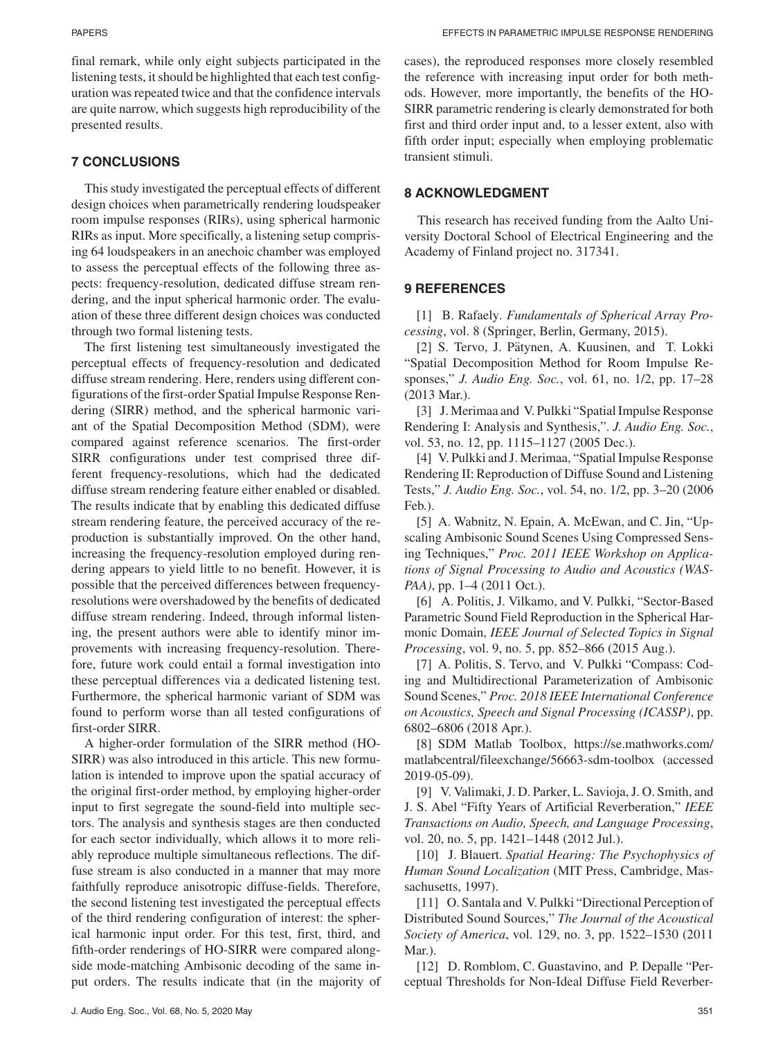final remark, while only eight subjects participated in the listening tests, it should be highlighted that each test configuration was repeated twice and that the confidence intervals are quite narrow, which suggests high reproducibility of the presented results.

## 7 CONCLUSIONS

This study investigated the perceptual effects of different design choices when parametrically rendering loudspeaker room impulse responses (RIRs), using spherical harmonic RIRs as input. More specifically, a listening setup comprising 64 loudspeakers in an anechoic chamber was employed to assess the perceptual effects of the following three aspects: frequency-resolution, dedicated diffuse stream rendering, and the input spherical harmonic order. The evaluation of these three different design choices was conducted through two formal listening tests.

The first listening test simultaneously investigated the perceptual effects of frequency-resolution and dedicated diffuse stream rendering. Here, renders using different configurations of the first-order Spatial Impulse Response Rendering (SIRR) method, and the spherical harmonic variant of the Spatial Decomposition Method (SDM), were compared against reference scenarios. The first-order SIRR configurations under test comprised three different frequency-resolutions, which had the dedicated diffuse stream rendering feature either enabled or disabled. The results indicate that by enabling this dedicated diffuse stream rendering feature, the perceived accuracy of the reproduction is substantially improved. On the other hand, increasing the frequency-resolution employed during rendering appears to yield little to no benefit. However, it is possible that the perceived differences between frequency-resolutions were overshadowed by the benefits of dedicated diffuse stream rendering. Indeed, through informal listening, the present authors were able to identify minor improvements with increasing frequency-resolution. Therefore, future work could entail a formal investigation into these perceptual differences via a dedicated listening test. Furthermore, the spherical harmonic variant of SDM was found to perform worse than all tested configurations of first-order SIRR.

A higher-order formulation of the SIRR method (HO-SIRR) was also introduced in this article. This new formulation is intended to improve upon the spatial accuracy of the original first-order method, by employing higher-order input to first segregate the sound-field into multiple sectors. The analysis and synthesis stages are then conducted for each sector individually, which allows it to more reliably reproduce multiple simultaneous reflections. The diffuse stream is also conducted in a manner that may more faithfully reproduce anisotropic diffuse-fields. Therefore, the second listening test investigated the perceptual effects of the third rendering configuration of interest: the spherical harmonic input order. For this test, first, third, and fifth-order renderings of HO-SIRR were compared alongside mode-matching Ambisonic decoding of the same input orders. The results indicate that (in the majority of cases), the reproduced responses more closely resembled the reference with increasing input order for both methods. However, more importantly, the benefits of the HO-SIRR parametric rendering is clearly demonstrated for both first and third order input and, to a lesser extent, also with fifth order input; especially when employing problematic transient stimuli.

## 8 ACKNOWLEDGMENT

This research has received funding from the Aalto University Doctoral School of Electrical Engineering and the Academy of Finland project no. 317341.

## 9 REFERENCES

[1] B. Rafaely. *Fundamentals of Spherical Array Processing*, vol. 8 (Springer, Berlin, Germany, 2015).

[2] S. Tervo, J. Pätynen, A. Kuusinen, and T. Lokki "Spatial Decomposition Method for Room Impulse Responses," *J. Audio Eng. Soc.*, vol. 61, no. 1/2, pp. 17–28 (2013 Mar.).

[3] J. Merimaa and V. Pulkki "Spatial Impulse Response Rendering I: Analysis and Synthesis,". *J. Audio Eng. Soc.*, vol. 53, no. 12, pp. 1115–1127 (2005 Dec.).

[4] V. Pulkki and J. Merimaa, "Spatial Impulse Response Rendering II: Reproduction of Diffuse Sound and Listening Tests," *J. Audio Eng. Soc.*, vol. 54, no. 1/2, pp. 3–20 (2006 Feb.).

[5] A. Wabnitz, N. Epain, A. McEwan, and C. Jin, "Upscaling Ambisonic Sound Scenes Using Compressed Sensing Techniques," *Proc. 2011 IEEE Workshop on Applications of Signal Processing to Audio and Acoustics (WASPAA)*, pp. 1–4 (2011 Oct.).

[6] A. Politis, J. Vilkamo, and V. Pulkki, "Sector-Based Parametric Sound Field Reproduction in the Spherical Harmonic Domain, *IEEE Journal of Selected Topics in Signal Processing*, vol. 9, no. 5, pp. 852–866 (2015 Aug.).

[7] A. Politis, S. Tervo, and V. Pulkki "Compass: Coding and Multidirectional Parameterization of Ambisonic Sound Scenes," *Proc. 2018 IEEE International Conference on Acoustics, Speech and Signal Processing (ICASSP)*, pp. 6802–6806 (2018 Apr.).

[8] SDM Matlab Toolbox, https://se.mathworks.com/matlabcentral/fileexchange/56663-sdm-toolbox (accessed 2019-05-09).

[9] V. Valimaki, J. D. Parker, L. Savioja, J. O. Smith, and J. S. Abel "Fifty Years of Artificial Reverberation," *IEEE Transactions on Audio, Speech, and Language Processing*, vol. 20, no. 5, pp. 1421–1448 (2012 Jul.).

[10] J. Blauert. *Spatial Hearing: The Psychophysics of Human Sound Localization* (MIT Press, Cambridge, Massachusetts, 1997).

[11] O. Santala and V. Pulkki "Directional Perception of Distributed Sound Sources," *The Journal of the Acoustical Society of America*, vol. 129, no. 3, pp. 1522–1530 (2011 Mar.).

[12] D. Romblom, C. Guastavino, and P. Depalle "Perceptual Thresholds for Non-Ideal Diffuse Field Reverber-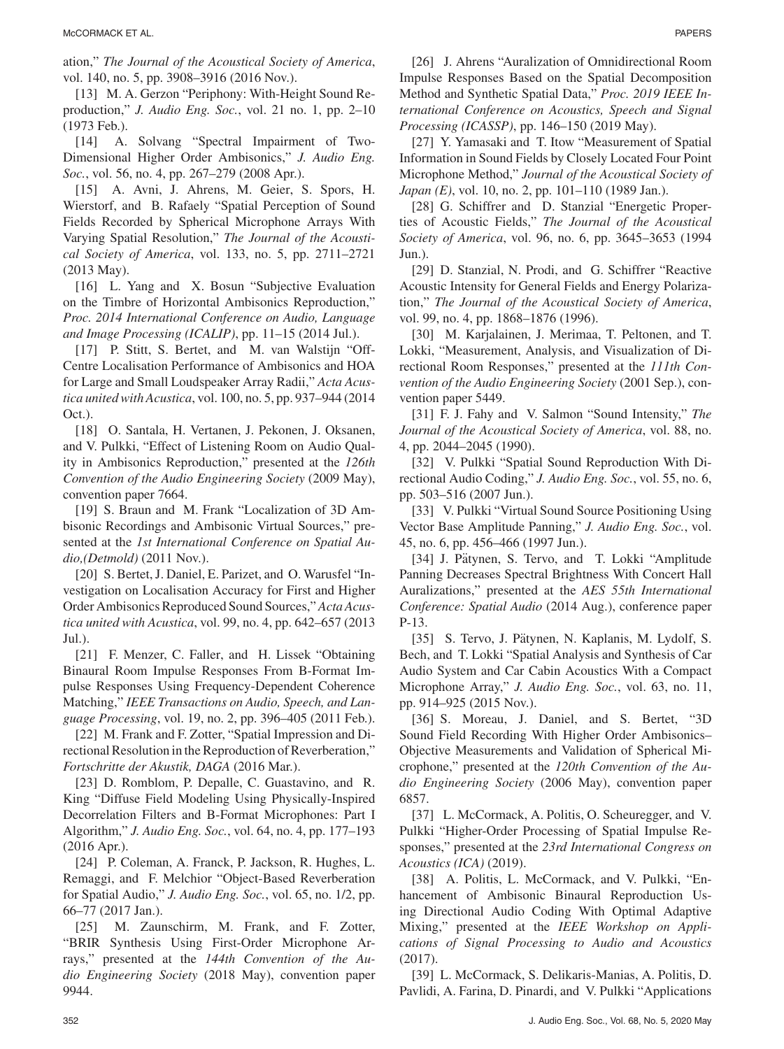ation," *The Journal of the Acoustical Society of America*, vol. 140, no. 5, pp. 3908–3916 (2016 Nov.).

[13] M. A. Gerzon "Periphony: With-Height Sound Reproduction," *J. Audio Eng. Soc.*, vol. 21 no. 1, pp. 2–10 (1973 Feb.).

[14] A. Solvang "Spectral Impairment of Two-Dimensional Higher Order Ambisonics," *J. Audio Eng. Soc.*, vol. 56, no. 4, pp. 267–279 (2008 Apr.).

[15] A. Avni, J. Ahrens, M. Geier, S. Spors, H. Wierstorf, and B. Rafaely "Spatial Perception of Sound Fields Recorded by Spherical Microphone Arrays With Varying Spatial Resolution," *The Journal of the Acoustical Society of America*, vol. 133, no. 5, pp. 2711–2721 (2013 May).

[16] L. Yang and X. Bosun "Subjective Evaluation on the Timbre of Horizontal Ambisonics Reproduction," *Proc. 2014 International Conference on Audio, Language and Image Processing (ICALIP)*, pp. 11–15 (2014 Jul.).

[17] P. Stitt, S. Bertet, and M. van Walstijn "Off-Centre Localisation Performance of Ambisonics and HOA for Large and Small Loudspeaker Array Radii," *Acta Acustica united with Acustica*, vol. 100, no. 5, pp. 937–944 (2014 Oct.).

[18] O. Santala, H. Vertanen, J. Pekonen, J. Oksanen, and V. Pulkki, "Effect of Listening Room on Audio Quality in Ambisonics Reproduction," presented at the *126th Convention of the Audio Engineering Society* (2009 May), convention paper 7664.

[19] S. Braun and M. Frank "Localization of 3D Ambisonic Recordings and Ambisonic Virtual Sources," presented at the *1st International Conference on Spatial Audio,(Detmold)* (2011 Nov.).

[20] S. Bertet, J. Daniel, E. Parizet, and O. Warusfel "Investigation on Localisation Accuracy for First and Higher Order Ambisonics Reproduced Sound Sources," *Acta Acustica united with Acustica*, vol. 99, no. 4, pp. 642–657 (2013 Jul.).

[21] F. Menzer, C. Faller, and H. Lissek "Obtaining Binaural Room Impulse Responses From B-Format Impulse Responses Using Frequency-Dependent Coherence Matching," *IEEE Transactions on Audio, Speech, and Language Processing*, vol. 19, no. 2, pp. 396–405 (2011 Feb.).

[22] M. Frank and F. Zotter, "Spatial Impression and Directional Resolution in the Reproduction of Reverberation," *Fortschritte der Akustik, DAGA* (2016 Mar.).

[23] D. Romblom, P. Depalle, C. Guastavino, and R. King "Diffuse Field Modeling Using Physically-Inspired Decorrelation Filters and B-Format Microphones: Part I Algorithm," *J. Audio Eng. Soc.*, vol. 64, no. 4, pp. 177–193 (2016 Apr.).

[24] P. Coleman, A. Franck, P. Jackson, R. Hughes, L. Remaggi, and F. Melchior "Object-Based Reverberation for Spatial Audio," *J. Audio Eng. Soc.*, vol. 65, no. 1/2, pp. 66–77 (2017 Jan.).

[25] M. Zaunschirm, M. Frank, and F. Zotter, "BRIR Synthesis Using First-Order Microphone Arrays," presented at the *144th Convention of the Audio Engineering Society* (2018 May), convention paper 9944.

[26] J. Ahrens "Auralization of Omnidirectional Room Impulse Responses Based on the Spatial Decomposition Method and Synthetic Spatial Data," *Proc. 2019 IEEE International Conference on Acoustics, Speech and Signal Processing (ICASSP)*, pp. 146–150 (2019 May).

[27] Y. Yamasaki and T. Itow "Measurement of Spatial Information in Sound Fields by Closely Located Four Point Microphone Method," *Journal of the Acoustical Society of Japan (E)*, vol. 10, no. 2, pp. 101–110 (1989 Jan.).

[28] G. Schiffrer and D. Stanzial "Energetic Properties of Acoustic Fields," *The Journal of the Acoustical Society of America*, vol. 96, no. 6, pp. 3645–3653 (1994 Jun.).

[29] D. Stanzial, N. Prodi, and G. Schiffrer "Reactive Acoustic Intensity for General Fields and Energy Polarization," *The Journal of the Acoustical Society of America*, vol. 99, no. 4, pp. 1868–1876 (1996).

[30] M. Karjalainen, J. Merimaa, T. Peltonen, and T. Lokki, "Measurement, Analysis, and Visualization of Directional Room Responses," presented at the *111th Convention of the Audio Engineering Society* (2001 Sep.), convention paper 5449.

[31] F. J. Fahy and V. Salmon "Sound Intensity," *The Journal of the Acoustical Society of America*, vol. 88, no. 4, pp. 2044–2045 (1990).

[32] V. Pulkki "Spatial Sound Reproduction With Directional Audio Coding," *J. Audio Eng. Soc.*, vol. 55, no. 6, pp. 503–516 (2007 Jun.).

[33] V. Pulkki "Virtual Sound Source Positioning Using Vector Base Amplitude Panning," *J. Audio Eng. Soc.*, vol. 45, no. 6, pp. 456–466 (1997 Jun.).

[34] J. Pätynen, S. Tervo, and T. Lokki "Amplitude Panning Decreases Spectral Brightness With Concert Hall Auralizations," presented at the *AES 55th International Conference: Spatial Audio* (2014 Aug.), conference paper P-13.

[35] S. Tervo, J. Pätynen, N. Kaplanis, M. Lydolf, S. Bech, and T. Lokki "Spatial Analysis and Synthesis of Car Audio System and Car Cabin Acoustics With a Compact Microphone Array," *J. Audio Eng. Soc.*, vol. 63, no. 11, pp. 914–925 (2015 Nov.).

[36] S. Moreau, J. Daniel, and S. Bertet, "3D Sound Field Recording With Higher Order Ambisonics–Objective Measurements and Validation of Spherical Microphone," presented at the *120th Convention of the Audio Engineering Society* (2006 May), convention paper 6857.

[37] L. McCormack, A. Politis, O. Scheuregger, and V. Pulkki "Higher-Order Processing of Spatial Impulse Responses," presented at the *23rd International Congress on Acoustics (ICA)* (2019).

[38] A. Politis, L. McCormack, and V. Pulkki, "Enhancement of Ambisonic Binaural Reproduction Using Directional Audio Coding With Optimal Adaptive Mixing," presented at the *IEEE Workshop on Applications of Signal Processing to Audio and Acoustics* (2017).

[39] L. McCormack, S. Delikaris-Manias, A. Politis, D. Pavlidi, A. Farina, D. Pinardi, and V. Pulkki "Applications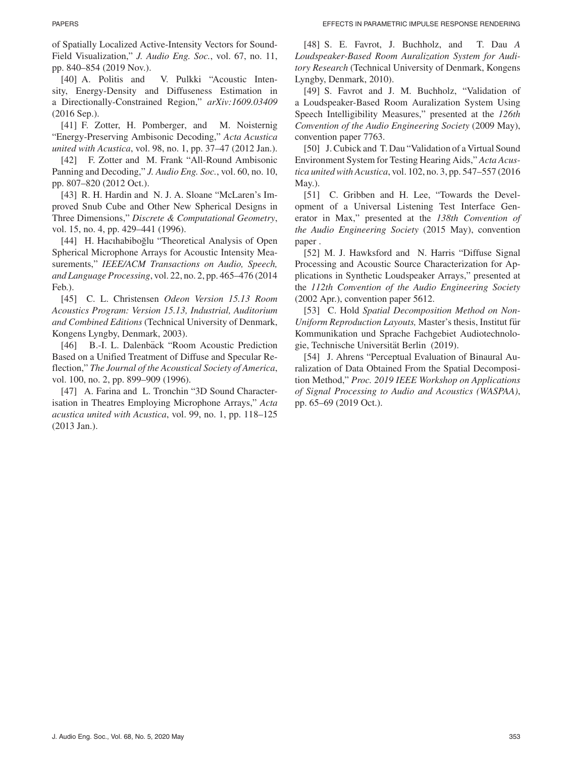of Spatially Localized Active-Intensity Vectors for Sound-Field Visualization," *J. Audio Eng. Soc.*, vol. 67, no. 11, pp. 840–854 (2019 Nov.).

[40] A. Politis and V. Pulkki "Acoustic Intensity, Energy-Density and Diffuseness Estimation in a Directionally-Constrained Region," *arXiv:1609.03409* (2016 Sep.).

[41] F. Zotter, H. Pomberger, and M. Noisternig "Energy-Preserving Ambisonic Decoding," *Acta Acustica united with Acustica*, vol. 98, no. 1, pp. 37–47 (2012 Jan.).

[42] F. Zotter and M. Frank "All-Round Ambisonic Panning and Decoding," *J. Audio Eng. Soc.*, vol. 60, no. 10, pp. 807–820 (2012 Oct.).

[43] R. H. Hardin and N. J. A. Sloane "McLaren's Improved Snub Cube and Other New Spherical Designs in Three Dimensions," *Discrete & Computational Geometry*, vol. 15, no. 4, pp. 429–441 (1996).

[44] H. Hacıhabiboğlu "Theoretical Analysis of Open Spherical Microphone Arrays for Acoustic Intensity Measurements," *IEEE/ACM Transactions on Audio, Speech, and Language Processing*, vol. 22, no. 2, pp. 465–476 (2014 Feb.).

[45] C. L. Christensen *Odeon Version 15.13 Room Acoustics Program: Version 15.13, Industrial, Auditorium and Combined Editions* (Technical University of Denmark, Kongens Lyngby, Denmark, 2003).

[46] B.-I. L. Dalenbäck "Room Acoustic Prediction Based on a Unified Treatment of Diffuse and Specular Reflection," *The Journal of the Acoustical Society of America*, vol. 100, no. 2, pp. 899–909 (1996).

[47] A. Farina and L. Tronchin "3D Sound Characterisation in Theatres Employing Microphone Arrays," *Acta acustica united with Acustica*, vol. 99, no. 1, pp. 118–125 (2013 Jan.).

[48] S. E. Favrot, J. Buchholz, and T. Dau *A Loudspeaker-Based Room Auralization System for Auditory Research* (Technical University of Denmark, Kongens Lyngby, Denmark, 2010).

[49] S. Favrot and J. M. Buchholz, "Validation of a Loudspeaker-Based Room Auralization System Using Speech Intelligibility Measures," presented at the *126th Convention of the Audio Engineering Society* (2009 May), convention paper 7763.

[50] J. Cubick and T. Dau "Validation of a Virtual Sound Environment System for Testing Hearing Aids," *Acta Acustica united with Acustica*, vol. 102, no. 3, pp. 547–557 (2016 May.).

[51] C. Gribben and H. Lee, "Towards the Development of a Universal Listening Test Interface Generator in Max," presented at the *138th Convention of the Audio Engineering Society* (2015 May), convention paper .

[52] M. J. Hawksford and N. Harris "Diffuse Signal Processing and Acoustic Source Characterization for Applications in Synthetic Loudspeaker Arrays," presented at the *112th Convention of the Audio Engineering Society* (2002 Apr.), convention paper 5612.

[53] C. Hold *Spatial Decomposition Method on Non-Uniform Reproduction Layouts,* Master's thesis, Institut für Kommunikation und Sprache Fachgebiet Audiotechnologie, Technische Universität Berlin (2019).

[54] J. Ahrens "Perceptual Evaluation of Binaural Auralization of Data Obtained From the Spatial Decomposition Method," *Proc. 2019 IEEE Workshop on Applications of Signal Processing to Audio and Acoustics (WASPAA)*, pp. 65–69 (2019 Oct.).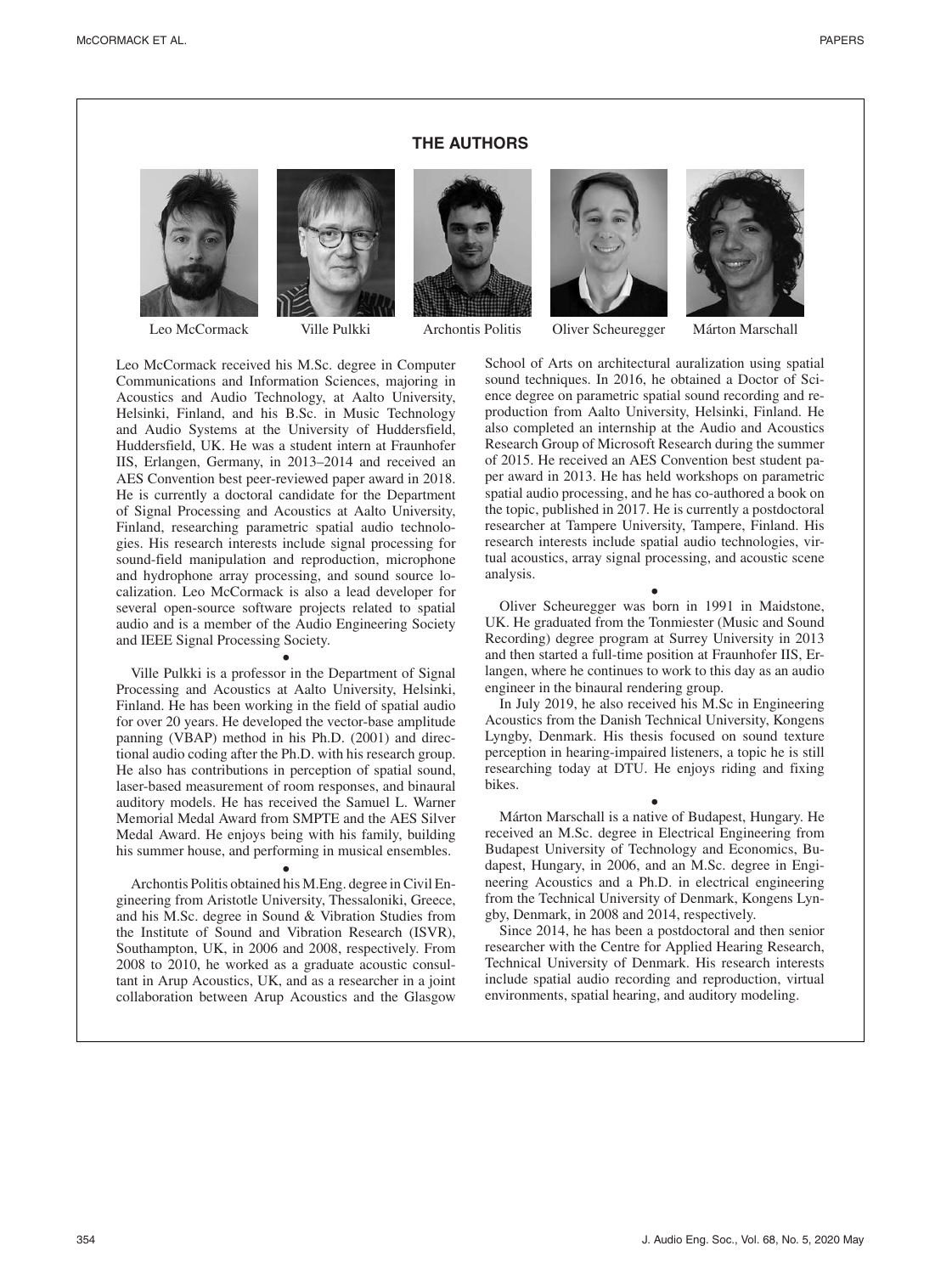## THE AUTHORS

Leo McCormack | Ville Pulkki | Archontis Politis | Oliver Scheuregger | Márton Marschall

Leo McCormack received his M.Sc. degree in Computer Communications and Information Sciences, majoring in Acoustics and Audio Technology, at Aalto University, Helsinki, Finland, and his B.Sc. in Music Technology and Audio Systems at the University of Huddersfield, Huddersfield, UK. He was a student intern at Fraunhofer IIS, Erlangen, Germany, in 2013–2014 and received an AES Convention best peer-reviewed paper award in 2018. He is currently a doctoral candidate for the Department of Signal Processing and Acoustics at Aalto University, Finland, researching parametric spatial audio technologies. His research interests include signal processing for sound-field manipulation and reproduction, microphone and hydrophone array processing, and sound source localization. Leo McCormack is also a lead developer for several open-source software projects related to spatial audio and is a member of the Audio Engineering Society and IEEE Signal Processing Society.

•

Ville Pulkki is a professor in the Department of Signal Processing and Acoustics at Aalto University, Helsinki, Finland. He has been working in the field of spatial audio for over 20 years. He developed the vector-base amplitude panning (VBAP) method in his Ph.D. (2001) and directional audio coding after the Ph.D. with his research group. He also has contributions in perception of spatial sound, laser-based measurement of room responses, and binaural auditory models. He has received the Samuel L. Warner Memorial Medal Award from SMPTE and the AES Silver Medal Award. He enjoys being with his family, building his summer house, and performing in musical ensembles.

•

Archontis Politis obtained his M.Eng. degree in Civil Engineering from Aristotle University, Thessaloniki, Greece, and his M.Sc. degree in Sound & Vibration Studies from the Institute of Sound and Vibration Research (ISVR), Southampton, UK, in 2006 and 2008, respectively. From 2008 to 2010, he worked as a graduate acoustic consultant in Arup Acoustics, UK, and as a researcher in a joint collaboration between Arup Acoustics and the Glasgow School of Arts on architectural auralization using spatial sound techniques. In 2016, he obtained a Doctor of Science degree on parametric spatial sound recording and reproduction from Aalto University, Helsinki, Finland. He also completed an internship at the Audio and Acoustics Research Group of Microsoft Research during the summer of 2015. He received an AES Convention best student paper award in 2013. He has held workshops on parametric spatial audio processing, and he has co-authored a book on the topic, published in 2017. He is currently a postdoctoral researcher at Tampere University, Tampere, Finland. His research interests include spatial audio technologies, virtual acoustics, array signal processing, and acoustic scene analysis.

•

Oliver Scheuregger was born in 1991 in Maidstone, UK. He graduated from the Tonmiester (Music and Sound Recording) degree program at Surrey University in 2013 and then started a full-time position at Fraunhofer IIS, Erlangen, where he continues to work to this day as an audio engineer in the binaural rendering group.

In July 2019, he also received his M.Sc in Engineering Acoustics from the Danish Technical University, Kongens Lyngby, Denmark. His thesis focused on sound texture perception in hearing-impaired listeners, a topic he is still researching today at DTU. He enjoys riding and fixing bikes.

•

Márton Marschall is a native of Budapest, Hungary. He received an M.Sc. degree in Electrical Engineering from Budapest University of Technology and Economics, Budapest, Hungary, in 2006, and an M.Sc. degree in Engineering Acoustics and a Ph.D. in electrical engineering from the Technical University of Denmark, Kongens Lyngby, Denmark, in 2008 and 2014, respectively.

Since 2014, he has been a postdoctoral and then senior researcher with the Centre for Applied Hearing Research, Technical University of Denmark. His research interests include spatial audio recording and reproduction, virtual environments, spatial hearing, and auditory modeling.